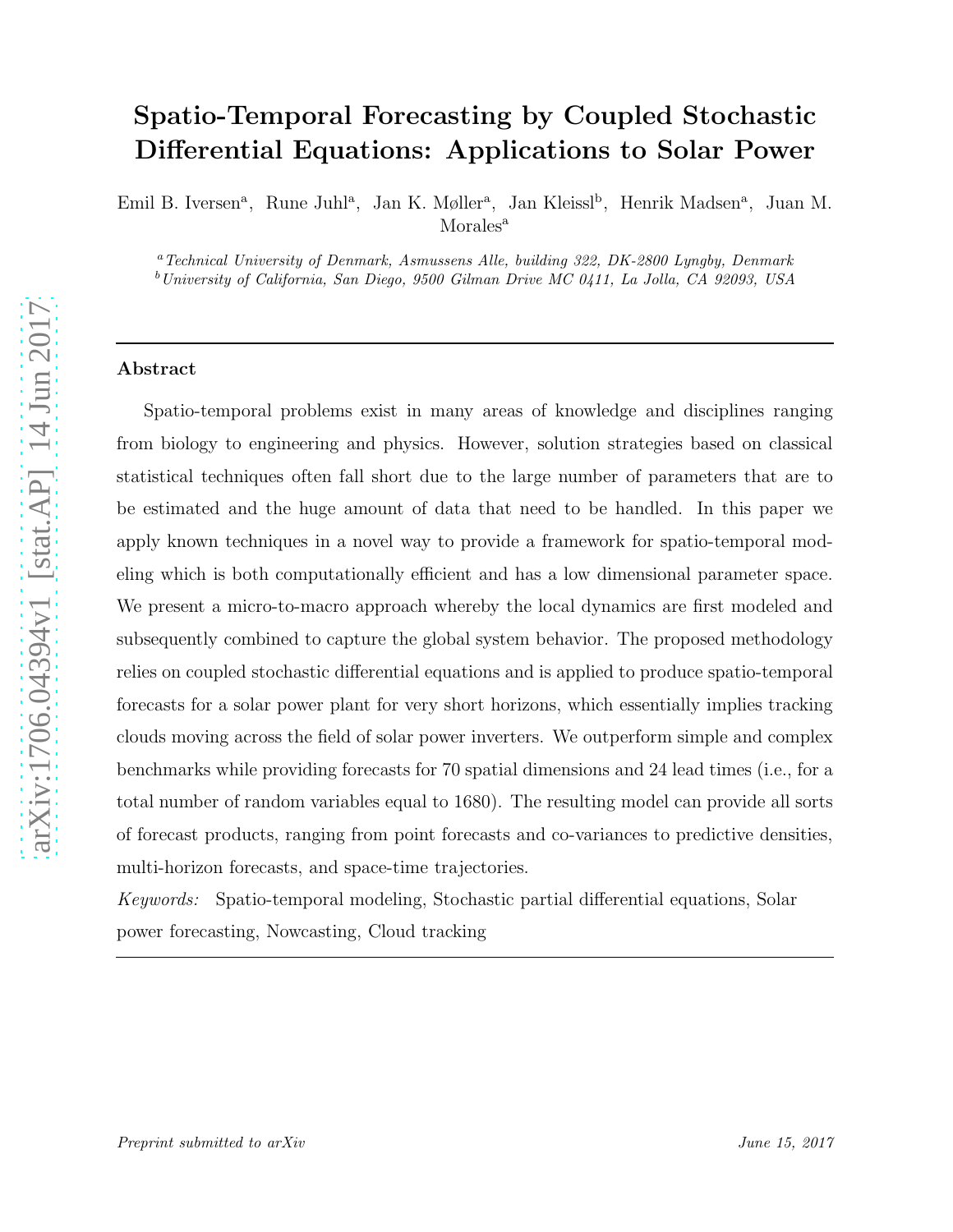# Spatio-Temporal Forecasting by Coupled Stochastic Differential Equations: Applications to Solar Power

Emil B. Iversen[a], Rune Juhl[a], Jan K. Møller[a], Jan Kleissl[b], Henrik Madsen[a], Juan M. Morales[a]

[a] *Technical University of Denmark, Asmussens Alle, building 322, DK-2800 Lyngby, Denmark*
[b] *University of California, San Diego, 9500 Gilman Drive MC 0411, La Jolla, CA 92093, USA*

---

### Abstract

Spatio-temporal problems exist in many areas of knowledge and disciplines ranging from biology to engineering and physics. However, solution strategies based on classical statistical techniques often fall short due to the large number of parameters that are to be estimated and the huge amount of data that need to be handled. In this paper we apply known techniques in a novel way to provide a framework for spatio-temporal modeling which is both computationally efficient and has a low dimensional parameter space. We present a micro-to-macro approach whereby the local dynamics are first modeled and subsequently combined to capture the global system behavior. The proposed methodology relies on coupled stochastic differential equations and is applied to produce spatio-temporal forecasts for a solar power plant for very short horizons, which essentially implies tracking clouds moving across the field of solar power inverters. We outperform simple and complex benchmarks while providing forecasts for 70 spatial dimensions and 24 lead times (i.e., for a total number of random variables equal to 1680). The resulting model can provide all sorts of forecast products, ranging from point forecasts and co-variances to predictive densities, multi-horizon forecasts, and space-time trajectories.

*Keywords:* Spatio-temporal modeling, Stochastic partial differential equations, Solar power forecasting, Nowcasting, Cloud tracking

---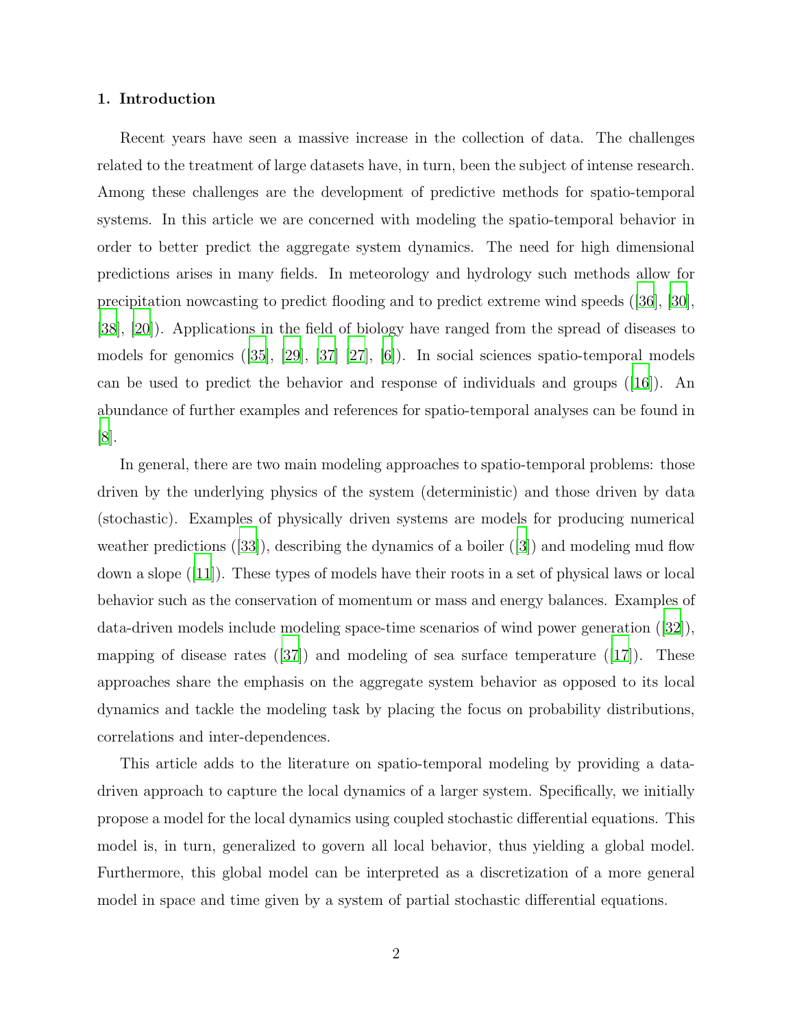## 1. Introduction

Recent years have seen a massive increase in the collection of data. The challenges related to the treatment of large datasets have, in turn, been the subject of intense research. Among these challenges are the development of predictive methods for spatio-temporal systems. In this article we are concerned with modeling the spatio-temporal behavior in order to better predict the aggregate system dynamics. The need for high dimensional predictions arises in many fields. In meteorology and hydrology such methods allow for precipitation nowcasting to predict flooding and to predict extreme wind speeds ([36], [30], [38], [20]). Applications in the field of biology have ranged from the spread of diseases to models for genomics ([35], [29], [37] [27], [6]). In social sciences spatio-temporal models can be used to predict the behavior and response of individuals and groups ([16]). An abundance of further examples and references for spatio-temporal analyses can be found in [8].

In general, there are two main modeling approaches to spatio-temporal problems: those driven by the underlying physics of the system (deterministic) and those driven by data (stochastic). Examples of physically driven systems are models for producing numerical weather predictions ([33]), describing the dynamics of a boiler ([3]) and modeling mud flow down a slope ([11]). These types of models have their roots in a set of physical laws or local behavior such as the conservation of momentum or mass and energy balances. Examples of data-driven models include modeling space-time scenarios of wind power generation ([32]), mapping of disease rates ([37]) and modeling of sea surface temperature ([17]). These approaches share the emphasis on the aggregate system behavior as opposed to its local dynamics and tackle the modeling task by placing the focus on probability distributions, correlations and inter-dependences.

This article adds to the literature on spatio-temporal modeling by providing a data-driven approach to capture the local dynamics of a larger system. Specifically, we initially propose a model for the local dynamics using coupled stochastic differential equations. This model is, in turn, generalized to govern all local behavior, thus yielding a global model. Furthermore, this global model can be interpreted as a discretization of a more general model in space and time given by a system of partial stochastic differential equations.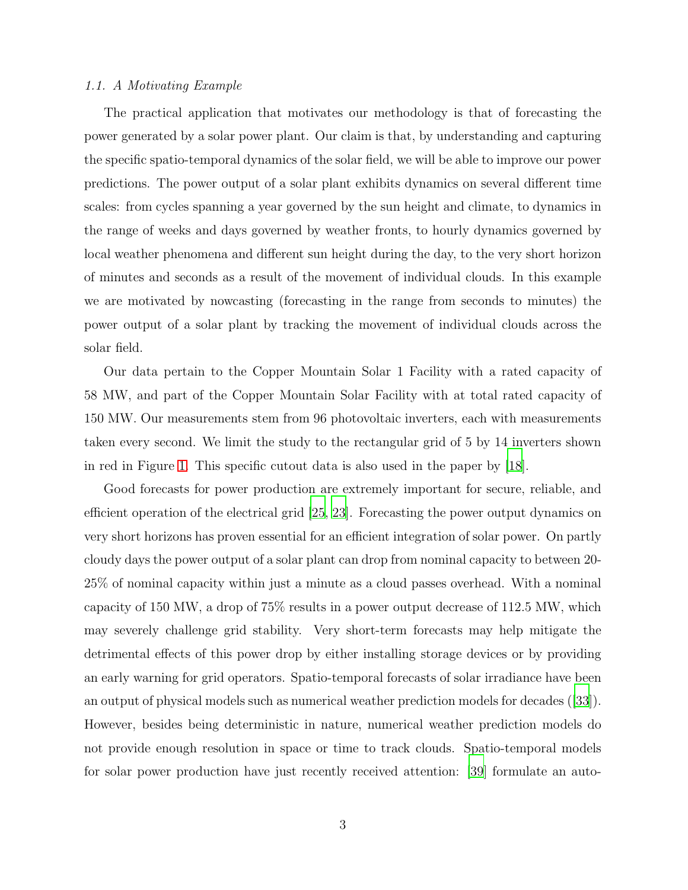### 1.1. A Motivating Example

The practical application that motivates our methodology is that of forecasting the power generated by a solar power plant. Our claim is that, by understanding and capturing the specific spatio-temporal dynamics of the solar field, we will be able to improve our power predictions. The power output of a solar plant exhibits dynamics on several different time scales: from cycles spanning a year governed by the sun height and climate, to dynamics in the range of weeks and days governed by weather fronts, to hourly dynamics governed by local weather phenomena and different sun height during the day, to the very short horizon of minutes and seconds as a result of the movement of individual clouds. In this example we are motivated by nowcasting (forecasting in the range from seconds to minutes) the power output of a solar plant by tracking the movement of individual clouds across the solar field.

Our data pertain to the Copper Mountain Solar 1 Facility with a rated capacity of 58 MW, and part of the Copper Mountain Solar Facility with at total rated capacity of 150 MW. Our measurements stem from 96 photovoltaic inverters, each with measurements taken every second. We limit the study to the rectangular grid of 5 by 14 inverters shown in red in Figure 1. This specific cutout data is also used in the paper by [18].

Good forecasts for power production are extremely important for secure, reliable, and efficient operation of the electrical grid [25, 23]. Forecasting the power output dynamics on very short horizons has proven essential for an efficient integration of solar power. On partly cloudy days the power output of a solar plant can drop from nominal capacity to between 20-25% of nominal capacity within just a minute as a cloud passes overhead. With a nominal capacity of 150 MW, a drop of 75% results in a power output decrease of 112.5 MW, which may severely challenge grid stability. Very short-term forecasts may help mitigate the detrimental effects of this power drop by either installing storage devices or by providing an early warning for grid operators. Spatio-temporal forecasts of solar irradiance have been an output of physical models such as numerical weather prediction models for decades ([33]). However, besides being deterministic in nature, numerical weather prediction models do not provide enough resolution in space or time to track clouds. Spatio-temporal models for solar power production have just recently received attention: [39] formulate an auto-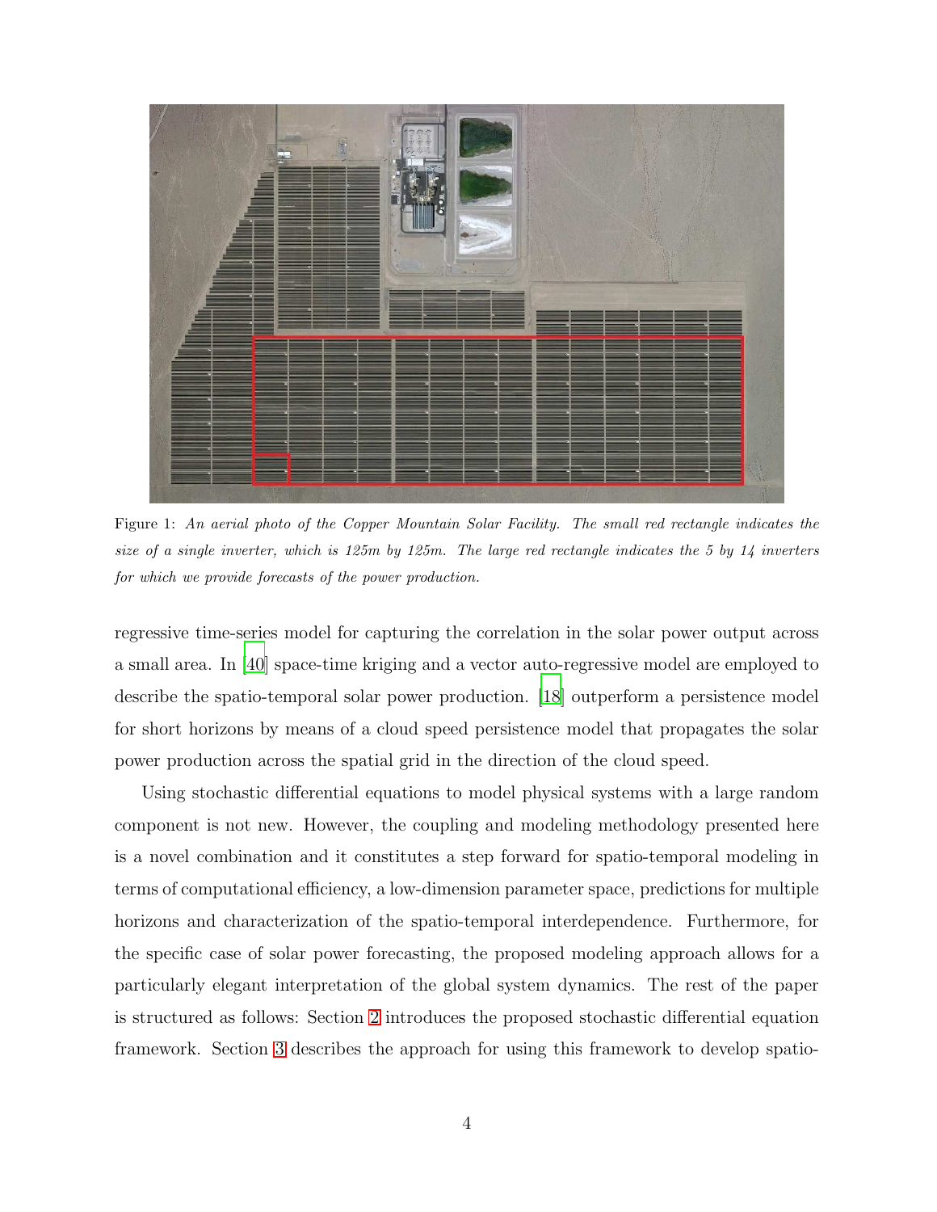Figure 1: *An aerial photo of the Copper Mountain Solar Facility. The small red rectangle indicates the size of a single inverter, which is 125m by 125m. The large red rectangle indicates the 5 by 14 inverters for which we provide forecasts of the power production.*

regressive time-series model for capturing the correlation in the solar power output across a small area. In [40] space-time kriging and a vector auto-regressive model are employed to describe the spatio-temporal solar power production. [18] outperform a persistence model for short horizons by means of a cloud speed persistence model that propagates the solar power production across the spatial grid in the direction of the cloud speed.

Using stochastic differential equations to model physical systems with a large random component is not new. However, the coupling and modeling methodology presented here is a novel combination and it constitutes a step forward for spatio-temporal modeling in terms of computational efficiency, a low-dimension parameter space, predictions for multiple horizons and characterization of the spatio-temporal interdependence. Furthermore, for the specific case of solar power forecasting, the proposed modeling approach allows for a particularly elegant interpretation of the global system dynamics. The rest of the paper is structured as follows: Section 2 introduces the proposed stochastic differential equation framework. Section 3 describes the approach for using this framework to develop spatio-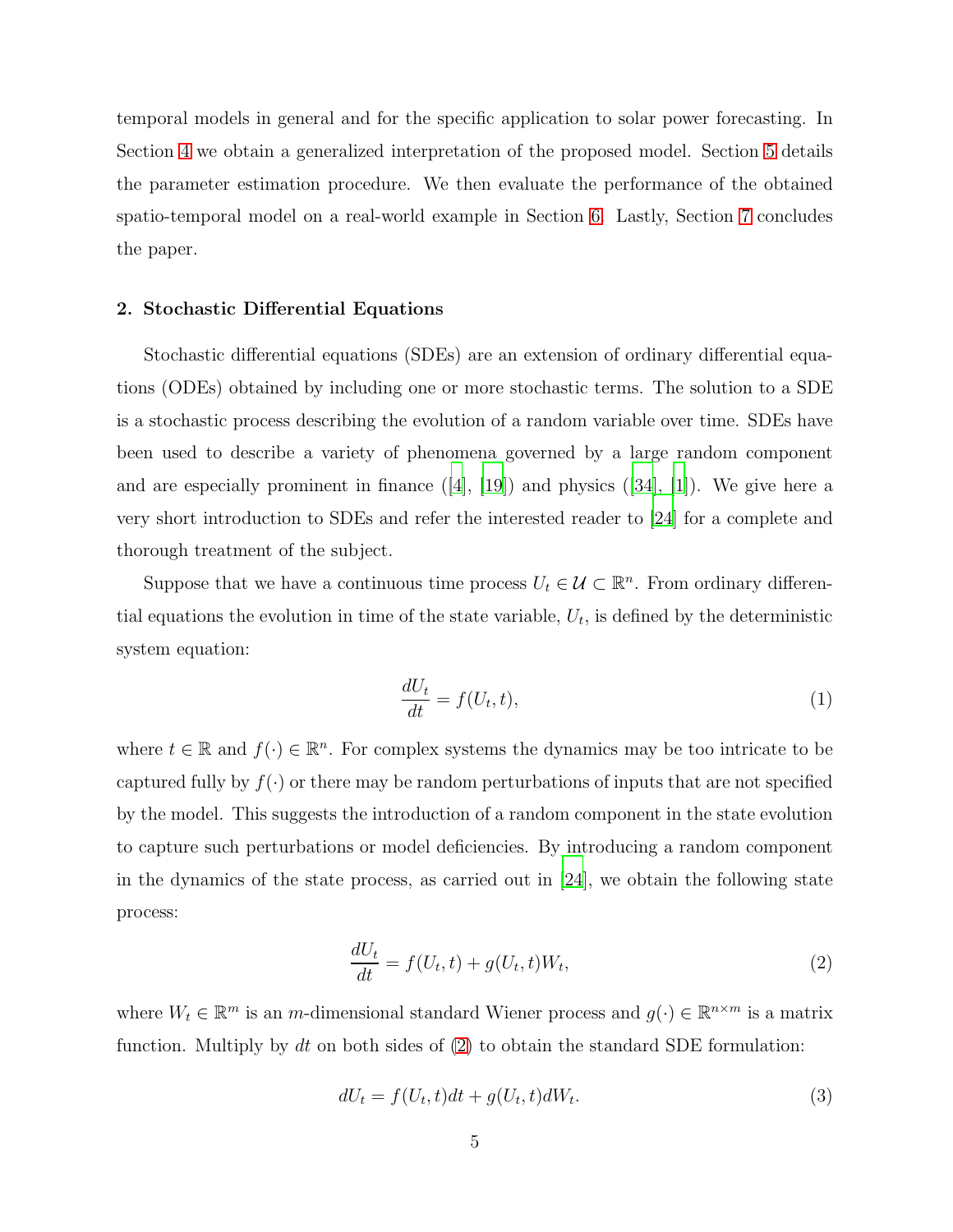temporal models in general and for the specific application to solar power forecasting. In Section 4 we obtain a generalized interpretation of the proposed model. Section 5 details the parameter estimation procedure. We then evaluate the performance of the obtained spatio-temporal model on a real-world example in Section 6. Lastly, Section 7 concludes the paper.

## 2. Stochastic Differential Equations

Stochastic differential equations (SDEs) are an extension of ordinary differential equations (ODEs) obtained by including one or more stochastic terms. The solution to a SDE is a stochastic process describing the evolution of a random variable over time. SDEs have been used to describe a variety of phenomena governed by a large random component and are especially prominent in finance ([4], [19]) and physics ([34], [1]). We give here a very short introduction to SDEs and refer the interested reader to [24] for a complete and thorough treatment of the subject.

Suppose that we have a continuous time process $U_t \in \mathcal{U} \subset \mathbb{R}^n$. From ordinary differential equations the evolution in time of the state variable, $U_t$, is defined by the deterministic system equation:

$$\frac{dU_t}{dt} = f(U_t, t), \tag{1}$$

where $t \in \mathbb{R}$ and $f(\cdot) \in \mathbb{R}^n$. For complex systems the dynamics may be too intricate to be captured fully by $f(\cdot)$ or there may be random perturbations of inputs that are not specified by the model. This suggests the introduction of a random component in the state evolution to capture such perturbations or model deficiencies. By introducing a random component in the dynamics of the state process, as carried out in [24], we obtain the following state process:

$$\frac{dU_t}{dt} = f(U_t, t) + g(U_t, t)W_t, \tag{2}$$

where $W_t \in \mathbb{R}^m$ is an $m$-dimensional standard Wiener process and $g(\cdot) \in \mathbb{R}^{n \times m}$ is a matrix function. Multiply by $dt$ on both sides of (2) to obtain the standard SDE formulation:

$$dU_t = f(U_t, t)dt + g(U_t, t)dW_t. \tag{3}$$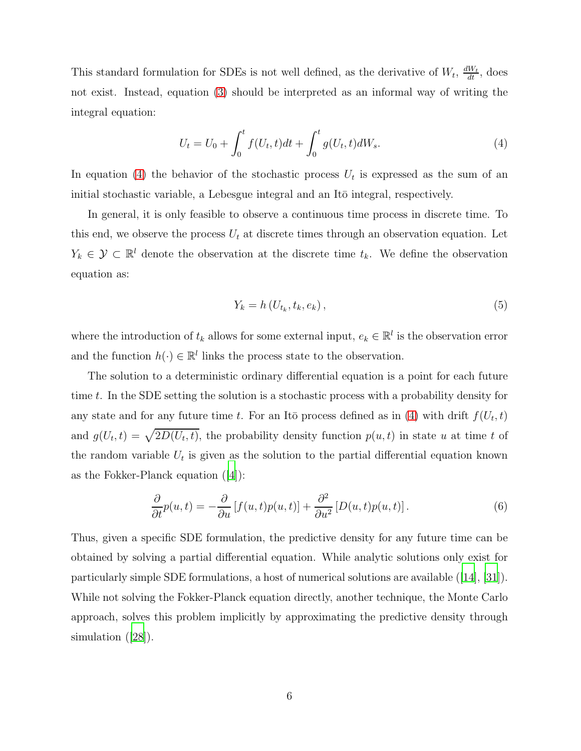This standard formulation for SDEs is not well defined, as the derivative of $W_t$, $\frac{dW_t}{dt}$, does not exist. Instead, equation (3) should be interpreted as an informal way of writing the integral equation:

$$U_t = U_0 + \int_0^t f(U_t, t)dt + \int_0^t g(U_t, t)dW_s. \tag{4}$$

In equation (4) the behavior of the stochastic process $U_t$ is expressed as the sum of an initial stochastic variable, a Lebesgue integral and an Itō integral, respectively.

In general, it is only feasible to observe a continuous time process in discrete time. To this end, we observe the process $U_t$ at discrete times through an observation equation. Let $Y_k \in \mathcal{Y} \subset \mathbb{R}^l$ denote the observation at the discrete time $t_k$. We define the observation equation as:

$$Y_k = h\left(U_{t_k}, t_k, e_k\right), \tag{5}$$

where the introduction of $t_k$ allows for some external input, $e_k \in \mathbb{R}^l$ is the observation error and the function $h(\cdot) \in \mathbb{R}^l$ links the process state to the observation.

The solution to a deterministic ordinary differential equation is a point for each future time $t$. In the SDE setting the solution is a stochastic process with a probability density for any state and for any future time $t$. For an Itō process defined as in (4) with drift $f(U_t, t)$ and $g(U_t, t) = \sqrt{2D(U_t, t)}$, the probability density function $p(u, t)$ in state $u$ at time $t$ of the random variable $U_t$ is given as the solution to the partial differential equation known as the Fokker-Planck equation ([4]):

$$\frac{\partial}{\partial t}p(u,t) = -\frac{\partial}{\partial u}\left[f(u,t)p(u,t)\right] + \frac{\partial^2}{\partial u^2}\left[D(u,t)p(u,t)\right]. \tag{6}$$

Thus, given a specific SDE formulation, the predictive density for any future time can be obtained by solving a partial differential equation. While analytic solutions only exist for particularly simple SDE formulations, a host of numerical solutions are available ([14], [31]). While not solving the Fokker-Planck equation directly, another technique, the Monte Carlo approach, solves this problem implicitly by approximating the predictive density through simulation ([28]).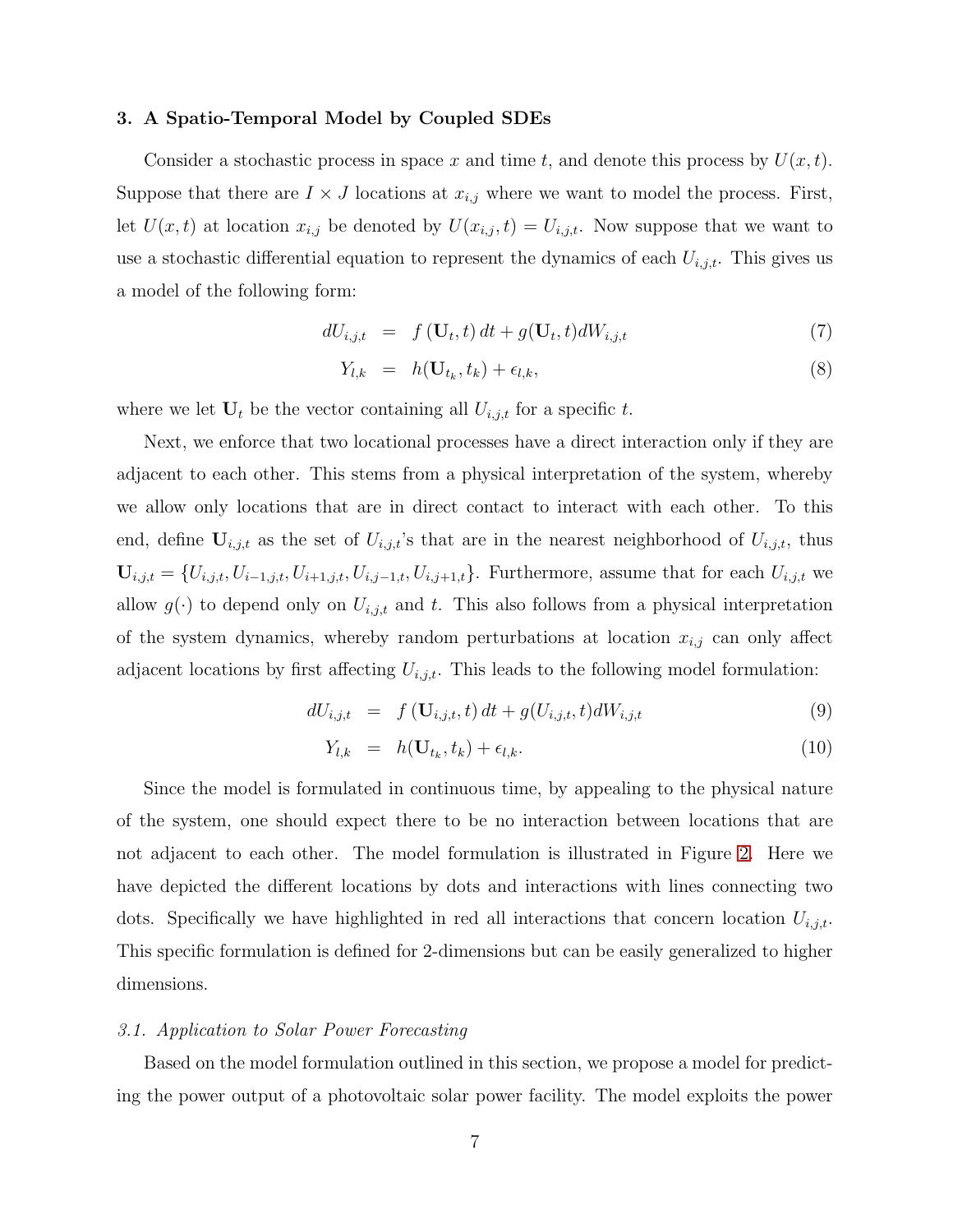## 3. A Spatio-Temporal Model by Coupled SDEs

Consider a stochastic process in space $x$ and time $t$, and denote this process by $U(x,t)$. Suppose that there are $I \times J$ locations at $x_{i,j}$ where we want to model the process. First, let $U(x,t)$ at location $x_{i,j}$ be denoted by $U(x_{i,j},t) = U_{i,j,t}$. Now suppose that we want to use a stochastic differential equation to represent the dynamics of each $U_{i,j,t}$. This gives us a model of the following form:

$$
\begin{aligned}
dU_{i,j,t} &= f\left(\mathbf{U}_t, t\right) dt + g(\mathbf{U}_t, t) dW_{i,j,t} &(7)\\
Y_{l,k} &= h(\mathbf{U}_{t_k}, t_k) + \epsilon_{l,k}, &(8)
\end{aligned}
$$

where we let $\mathbf{U}_t$ be the vector containing all $U_{i,j,t}$ for a specific $t$.

Next, we enforce that two locational processes have a direct interaction only if they are adjacent to each other. This stems from a physical interpretation of the system, whereby we allow only locations that are in direct contact to interact with each other. To this end, define $\mathbf{U}_{i,j,t}$ as the set of $U_{i,j,t}$'s that are in the nearest neighborhood of $U_{i,j,t}$, thus $\mathbf{U}_{i,j,t} = \{U_{i,j,t}, U_{i-1,j,t}, U_{i+1,j,t}, U_{i,j-1,t}, U_{i,j+1,t}\}$. Furthermore, assume that for each $U_{i,j,t}$ we allow $g(\cdot)$ to depend only on $U_{i,j,t}$ and $t$. This also follows from a physical interpretation of the system dynamics, whereby random perturbations at location $x_{ij}$ can only affect adjacent locations by first affecting $U_{i,j,t}$. This leads to the following model formulation:

$$
\begin{aligned}
dU_{i,j,t} &= f\left(\mathbf{U}_{i,j,t}, t\right) dt + g(U_{i,j,t}, t) dW_{i,j,t} &(9)\\
Y_{l,k} &= h(\mathbf{U}_{t_k}, t_k) + \epsilon_{l,k}. &(10)
\end{aligned}
$$

Since the model is formulated in continuous time, by appealing to the physical nature of the system, one should expect there to be no interaction between locations that are not adjacent to each other. The model formulation is illustrated in Figure 2. Here we have depicted the different locations by dots and interactions with lines connecting two dots. Specifically we have highlighted in red all interactions that concern location $U_{i,j,t}$. This specific formulation is defined for 2-dimensions but can be easily generalized to higher dimensions.

### *3.1. Application to Solar Power Forecasting*

Based on the model formulation outlined in this section, we propose a model for predicting the power output of a photovoltaic solar power facility. The model exploits the power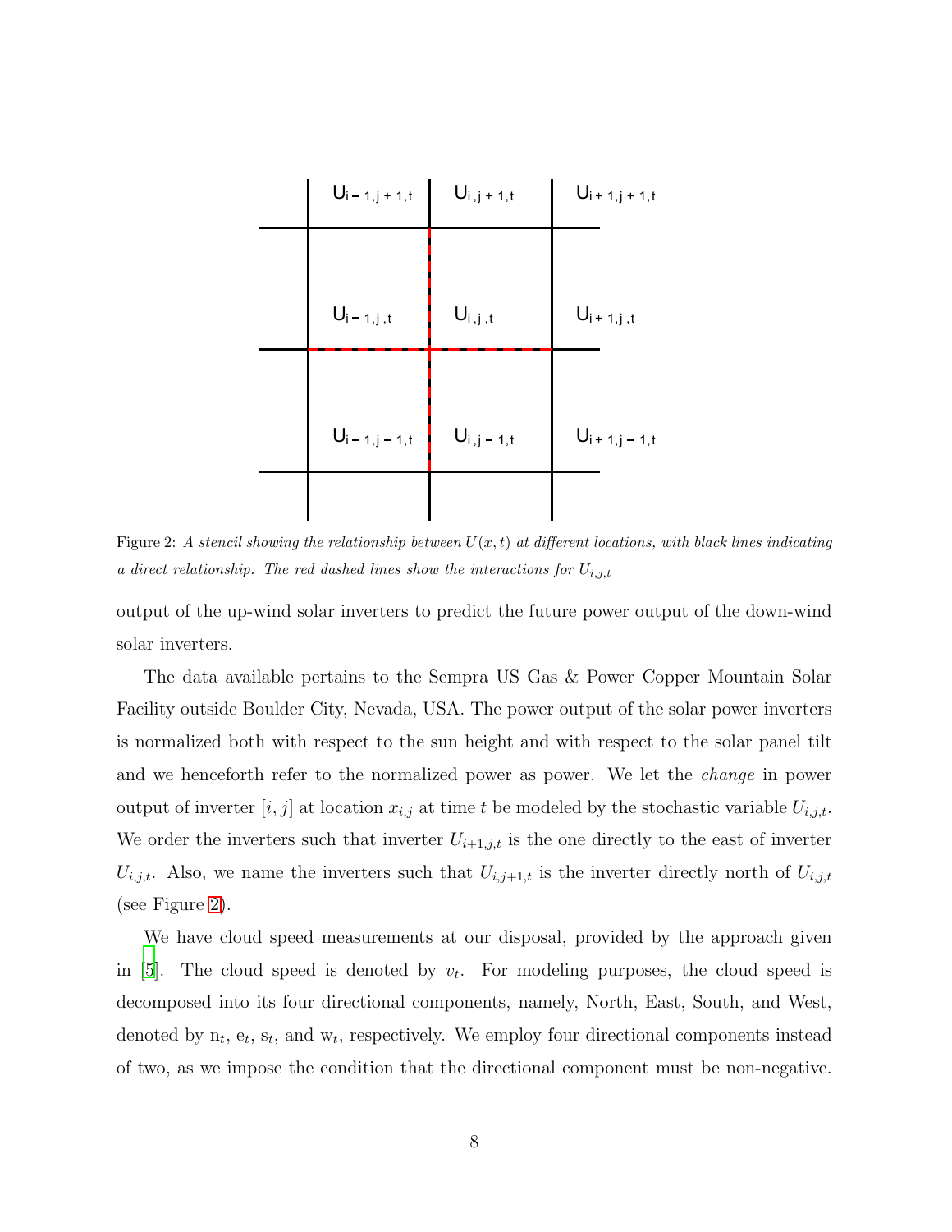Figure 2: *A stencil showing the relationship between $U(x, t)$ at different locations, with black lines indicating a direct relationship. The red dashed lines show the interactions for $U_{i,j,t}$*

output of the up-wind solar inverters to predict the future power output of the down-wind solar inverters.

The data available pertains to the Sempra US Gas & Power Copper Mountain Solar Facility outside Boulder City, Nevada, USA. The power output of the solar power inverters is normalized both with respect to the sun height and with respect to the solar panel tilt and we henceforth refer to the normalized power as power. We let the *change* in power output of inverter $[i, j]$ at location $x_{i,j}$ at time $t$ be modeled by the stochastic variable $U_{i,j,t}$. We order the inverters such that inverter $U_{i+1,j,t}$ is the one directly to the east of inverter $U_{i,j,t}$. Also, we name the inverters such that $U_{i,j+1,t}$ is the inverter directly north of $U_{i,j,t}$ (see Figure 2).

We have cloud speed measurements at our disposal, provided by the approach given in [5]. The cloud speed is denoted by $v_t$. For modeling purposes, the cloud speed is decomposed into its four directional components, namely, North, East, South, and West, denoted by $\mathrm{n}_t$, $\mathrm{e}_t$, $\mathrm{s}_t$, and $\mathrm{w}_t$, respectively. We employ four directional components instead of two, as we impose the condition that the directional component must be non-negative.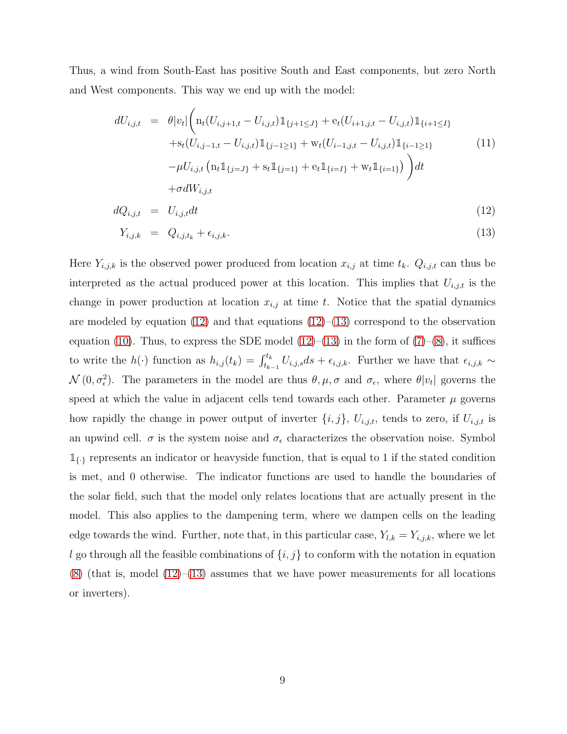Thus, a wind from South-East has positive South and East components, but zero North and West components. This way we end up with the model:

$$
\begin{aligned}
dU_{i,j,t} &= \theta|v_t|\Big(\mathrm{n}_t(U_{i,j+1,t} - U_{i,j,t})\mathbb{1}_{\{j+1\leq J\}} + \mathrm{e}_t(U_{i+1,j,t} - U_{i,j,t})\mathbb{1}_{\{i+1\leq I\}} \\
&\quad + \mathrm{s}_t(U_{i,j-1,t} - U_{i,j,t})\mathbb{1}_{\{j-1\geq 1\}} + \mathrm{w}_t(U_{i-1,j,t} - U_{i,j,t})\mathbb{1}_{\{i-1\geq 1\}} \\
&\quad - \mu U_{i,j,t}\left(\mathrm{n}_t\mathbb{1}_{\{j=J\}} + \mathrm{s}_t\mathbb{1}_{\{j=1\}} + \mathrm{e}_t\mathbb{1}_{\{i=I\}} + \mathrm{w}_t\mathbb{1}_{\{i=1\}}\right)\Big)dt \\
&\quad + \sigma dW_{i,j,t}
\end{aligned} \tag{11}
$$

$$
dQ_{i,j,t} = U_{i,j,t}dt \tag{12}
$$

$$
Y_{i,j,k} = Q_{i,j,t_k} + \epsilon_{i,j,k}. \tag{13}
$$

Here $Y_{i,j,k}$ is the observed power produced from location $x_{i,j}$ at time $t_k$. $Q_{i,j,t}$ can thus be interpreted as the actual produced power at this location. This implies that $U_{i,j,t}$ is the change in power production at location $x_{i,j}$ at time $t$. Notice that the spatial dynamics are modeled by equation (12) and that equations (12)–(13) correspond to the observation equation (10). Thus, to express the SDE model (12)–(13) in the form of (7)–(8), it suffices to write the $h(\cdot)$ function as $h_{i,j}(t_k) = \int_{t_{k-1}}^{t_k} U_{i,j,s}ds + \epsilon_{i,j,k}$. Further we have that $\epsilon_{i,j,k} \sim \mathcal{N}(0, \sigma_\epsilon^2)$. The parameters in the model are thus $\theta, \mu, \sigma$ and $\sigma_\epsilon$, where $\theta|v_t|$ governs the speed at which the value in adjacent cells tend towards each other. Parameter $\mu$ governs how rapidly the change in power output of inverter $\{i,j\}$, $U_{i,j,t}$, tends to zero, if $U_{i,j,t}$ is an upwind cell. $\sigma$ is the system noise and $\sigma_\epsilon$ characterizes the observation noise. Symbol $\mathbb{1}_{\{\cdot\}}$ represents an indicator or heavyside function, that is equal to 1 if the stated condition is met, and 0 otherwise. The indicator functions are used to handle the boundaries of the solar field, such that the model only relates locations that are actually present in the model. This also applies to the dampening term, where we dampen cells on the leading edge towards the wind. Further, note that, in this particular case, $Y_{l,k} = Y_{i,j,k}$, where we let $l$ go through all the feasible combinations of $\{i,j\}$ to conform with the notation in equation (8) (that is, model (12)–(13) assumes that we have power measurements for all locations or inverters).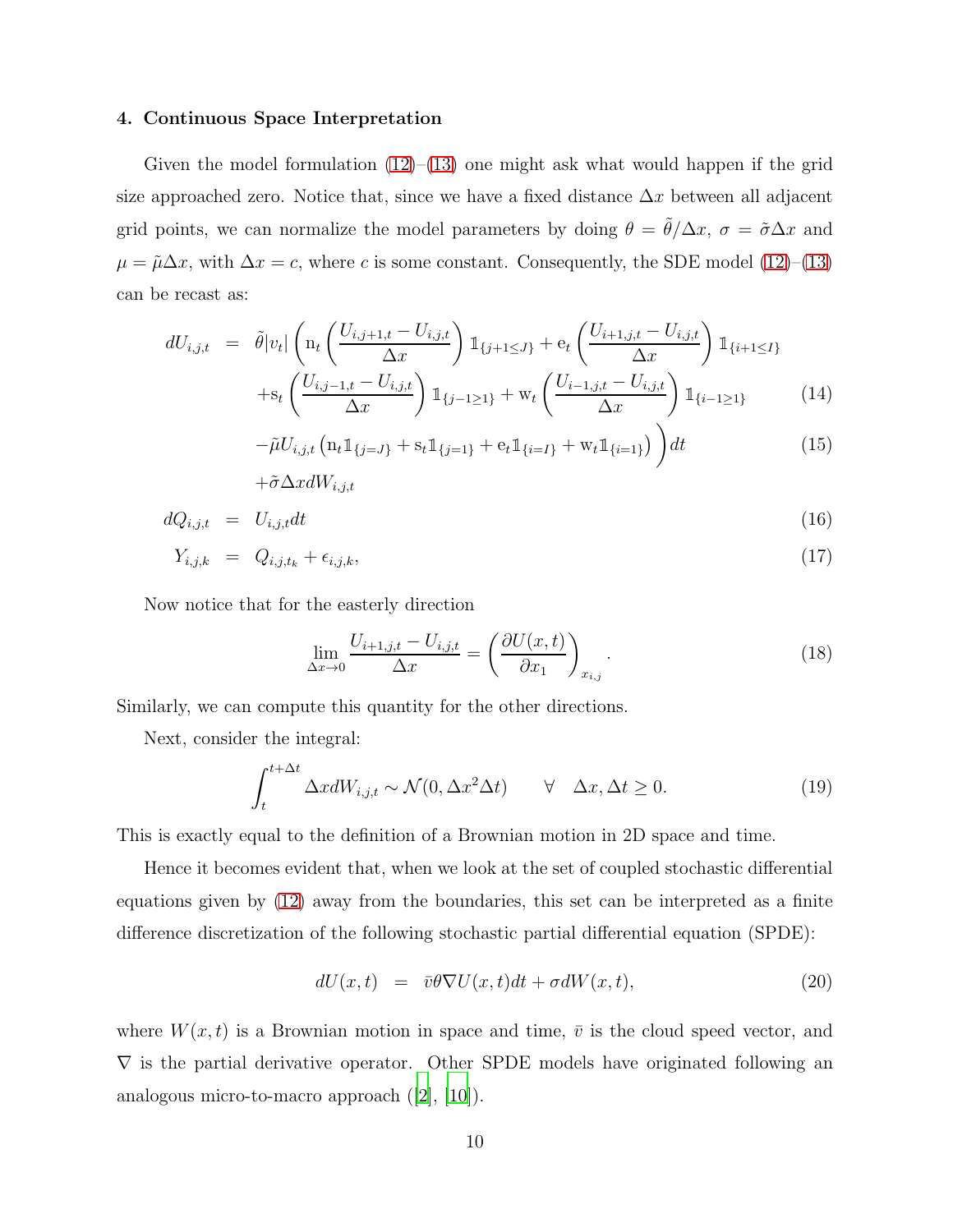### 4. Continuous Space Interpretation

Given the model formulation (12)–(13) one might ask what would happen if the grid size approached zero. Notice that, since we have a fixed distance $\Delta x$ between all adjacent grid points, we can normalize the model parameters by doing $\theta = \tilde{\theta}/\Delta x$, $\sigma = \tilde{\sigma}\Delta x$ and $\mu = \tilde{\mu}\Delta x$, with $\Delta x = c$, where $c$ is some constant. Consequently, the SDE model (12)–(13) can be recast as:

$$
\begin{aligned}
dU_{i,j,t} \;&=\; \tilde{\theta}|v_t| \Bigg( \mathrm{n}_t \left( \frac{U_{i,j+1,t} - U_{i,j,t}}{\Delta x} \right) \mathbb{1}_{\{j+1 \leq J\}} + \mathrm{e}_t \left( \frac{U_{i+1,j,t} - U_{i,j,t}}{\Delta x} \right) \mathbb{1}_{\{i+1 \leq I\}} \\
&\quad + \mathrm{s}_t \left( \frac{U_{i,j-1,t} - U_{i,j,t}}{\Delta x} \right) \mathbb{1}_{\{j-1 \geq 1\}} + \mathrm{w}_t \left( \frac{U_{i-1,j,t} - U_{i,j,t}}{\Delta x} \right) \mathbb{1}_{\{i-1 \geq 1\}} \qquad (14) \\
&\quad - \tilde{\mu} U_{i,j,t} \left( \mathrm{n}_t \mathbb{1}_{\{j=J\}} + \mathrm{s}_t \mathbb{1}_{\{j=1\}} + \mathrm{e}_t \mathbb{1}_{\{i=I\}} + \mathrm{w}_t \mathbb{1}_{\{i=1\}} \right) \Bigg) dt \qquad (15) \\
&\quad + \tilde{\sigma} \Delta x dW_{i,j,t} \\
dQ_{i,j,t} \;&=\; U_{i,j,t} dt \qquad (16) \\
Y_{i,j,k} \;&=\; Q_{i,j,t_k} + \epsilon_{i,j,k}, \qquad (17)
\end{aligned}
$$

Now notice that for the easterly direction

$$
\lim_{\Delta x \to 0} \frac{U_{i+1,j,t} - U_{i,j,t}}{\Delta x} = \left( \frac{\partial U(x,t)}{\partial x_1} \right)_{x_{i,j}}. \qquad (18)
$$

Similarly, we can compute this quantity for the other directions.

Next, consider the integral:

$$
\int_t^{t+\Delta t} \Delta x dW_{i,j,t} \sim \mathcal{N}(0, \Delta x^2 \Delta t) \qquad \forall \quad \Delta x, \Delta t \geq 0. \qquad (19)
$$

This is exactly equal to the definition of a Brownian motion in 2D space and time.

Hence it becomes evident that, when we look at the set of coupled stochastic differential equations given by (12) away from the boundaries, this set can be interpreted as a finite difference discretization of the following stochastic partial differential equation (SPDE):

$$
dU(x,t) \;=\; \bar{v}\theta \nabla U(x,t) dt + \sigma dW(x,t), \qquad (20)
$$

where $W(x,t)$ is a Brownian motion in space and time, $\bar{v}$ is the cloud speed vector, and $\nabla$ is the partial derivative operator. Other SPDE models have originated following an analogous micro-to-macro approach ([2], [10]).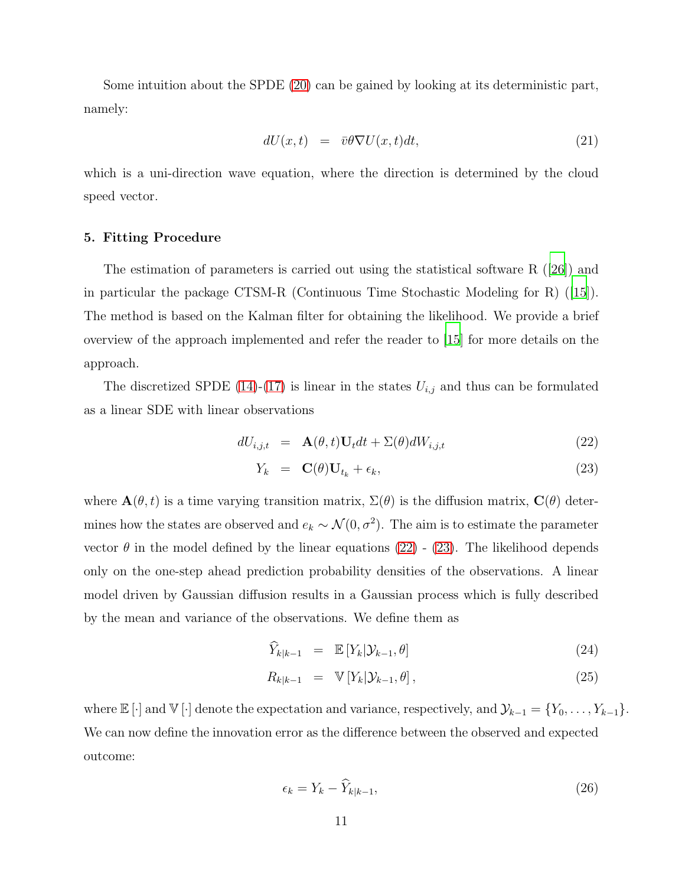Some intuition about the SPDE (20) can be gained by looking at its deterministic part, namely:

$$
dU(x,t) \;=\; \bar{v}\theta \nabla U(x,t)dt, \tag{21}
$$

which is a uni-direction wave equation, where the direction is determined by the cloud speed vector.

## 5. Fitting Procedure

The estimation of parameters is carried out using the statistical software R ([26]) and in particular the package CTSM-R (Continuous Time Stochastic Modeling for R) ([15]). The method is based on the Kalman filter for obtaining the likelihood. We provide a brief overview of the approach implemented and refer the reader to [15] for more details on the approach.

The discretized SPDE (14)-(17) is linear in the states $U_{i,j}$ and thus can be formulated as a linear SDE with linear observations

$$
\begin{aligned}
dU_{i,j,t} &= \mathbf{A}(\theta,t)\mathbf{U}_t dt + \Sigma(\theta)dW_{i,j,t} &(22)\\
Y_k &= \mathbf{C}(\theta)\mathbf{U}_{t_k} + \epsilon_k, &(23)
\end{aligned}
$$

where $\mathbf{A}(\theta,t)$ is a time varying transition matrix, $\Sigma(\theta)$ is the diffusion matrix, $\mathbf{C}(\theta)$ determines how the states are observed and $e_k \sim \mathcal{N}(0,\sigma^2)$. The aim is to estimate the parameter vector $\theta$ in the model defined by the linear equations (22) - (23). The likelihood depends only on the one-step ahead prediction probability densities of the observations. A linear model driven by Gaussian diffusion results in a Gaussian process which is fully described by the mean and variance of the observations. We define them as

$$
\begin{aligned}
\widehat{Y}_{k|k-1} &= \mathbb{E}\left[Y_k|\mathcal{Y}_{k-1},\theta\right] &(24)\\
R_{k|k-1} &= \mathbb{V}\left[Y_k|\mathcal{Y}_{k-1},\theta\right], &(25)
\end{aligned}
$$

where $\mathbb{E}\left[\cdot\right]$ and $\mathbb{V}\left[\cdot\right]$ denote the expectation and variance, respectively, and $\mathcal{Y}_{k-1} = \{Y_0,\ldots,Y_{k-1}\}$. We can now define the innovation error as the difference between the observed and expected outcome:

$$
\epsilon_k = Y_k - \widehat{Y}_{k|k-1}, \tag{26}
$$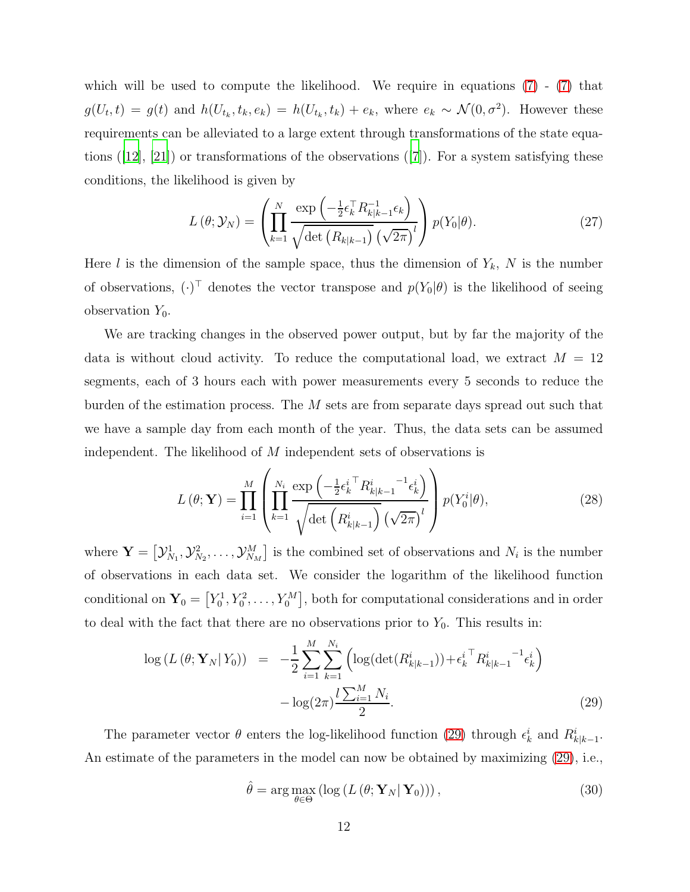which will be used to compute the likelihood. We require in equations (7) - (7) that $g(U_t, t) = g(t)$ and $h(U_{t_k}, t_k, e_k) = h(U_{t_k}, t_k) + e_k$, where $e_k \sim \mathcal{N}(0, \sigma^2)$. However these requirements can be alleviated to a large extent through transformations of the state equations ([12], [21]) or transformations of the observations ([7]). For a system satisfying these conditions, the likelihood is given by

$$L\left(\theta; \mathcal{Y}_N\right) = \left( \prod_{k=1}^{N} \frac{\exp\left(-\frac{1}{2}\epsilon_k^\top R_{k|k-1}^{-1} \epsilon_k\right)}{\sqrt{\det\left(R_{k|k-1}\right)} \left(\sqrt{2\pi}\right)^l} \right) p(Y_0|\theta). \tag{27}$$

Here $l$ is the dimension of the sample space, thus the dimension of $Y_k$, $N$ is the number of observations, $(\cdot)^\top$ denotes the vector transpose and $p(Y_0|\theta)$ is the likelihood of seeing observation $Y_0$.

We are tracking changes in the observed power output, but by far the majority of the data is without cloud activity. To reduce the computational load, we extract $M = 12$ segments, each of 3 hours each with power measurements every 5 seconds to reduce the burden of the estimation process. The $M$ sets are from separate days spread out such that we have a sample day from each month of the year. Thus, the data sets can be assumed independent. The likelihood of $M$ independent sets of observations is

$$L\left(\theta; \mathbf{Y}\right) = \prod_{i=1}^{M} \left( \prod_{k=1}^{N_i} \frac{\exp\left(-\frac{1}{2}{\epsilon_k^i}^\top {R_{k|k-1}^i}^{-1} \epsilon_k^i\right)}{\sqrt{\det\left(R_{k|k-1}^i\right)} \left(\sqrt{2\pi}\right)^l} \right) p(Y_0^i|\theta), \tag{28}$$

where $\mathbf{Y} = \left[\mathcal{Y}_{N_1}^1, \mathcal{Y}_{N_2}^2, \ldots, \mathcal{Y}_{N_M}^M\right]$ is the combined set of observations and $N_i$ is the number of observations in each data set. We consider the logarithm of the likelihood function conditional on $\mathbf{Y}_0 = \left[Y_0^1, Y_0^2, \ldots, Y_0^M\right]$, both for computational considerations and in order to deal with the fact that there are no observations prior to $Y_0$. This results in:

$$\begin{aligned} \log\left(L\left(\theta; \mathbf{Y}_N \middle| Y_0\right)\right) &= -\frac{1}{2} \sum_{i=1}^{M} \sum_{k=1}^{N_i} \left( \log(\det(R_{k|k-1}^i)) + {\epsilon_k^i}^\top {R_{k|k-1}^i}^{-1} \epsilon_k^i \right) \\ &\quad - \log(2\pi) \frac{l \sum_{i=1}^{M} N_i}{2}. \end{aligned} \tag{29}$$

The parameter vector $\theta$ enters the log-likelihood function (29) through $\epsilon_k^i$ and $R_{k|k-1}^i$. An estimate of the parameters in the model can now be obtained by maximizing (29), i.e.,

$$\hat{\theta} = \arg\max_{\theta \in \Theta} \left(\log\left(L\left(\theta; \mathbf{Y}_N \middle| \mathbf{Y}_0\right)\right)\right), \tag{30}$$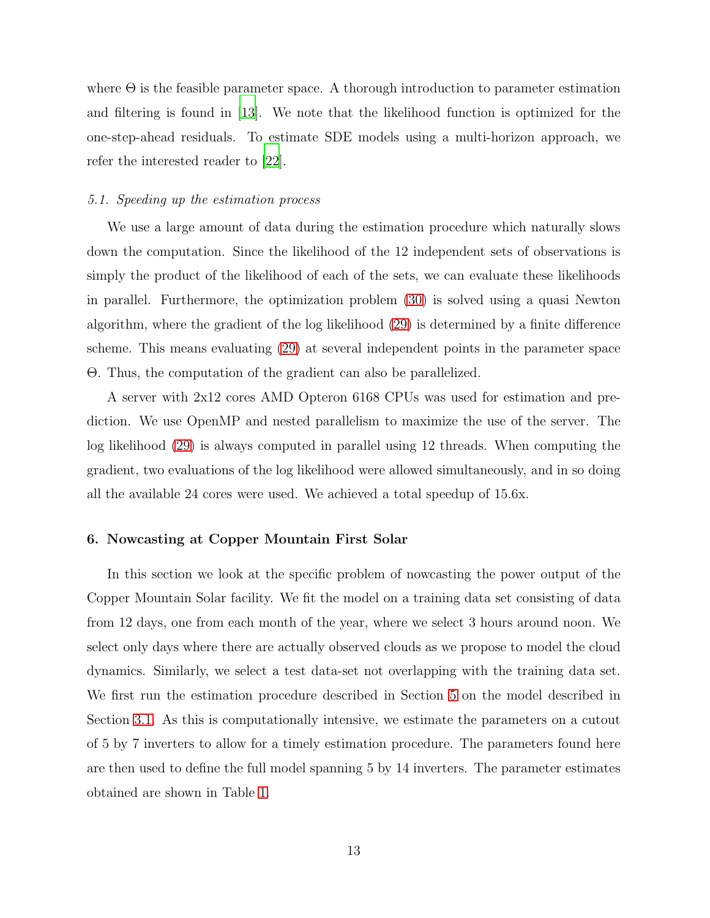where Θ is the feasible parameter space. A thorough introduction to parameter estimation and filtering is found in [13]. We note that the likelihood function is optimized for the one-step-ahead residuals. To estimate SDE models using a multi-horizon approach, we refer the interested reader to [22].

### *5.1. Speeding up the estimation process*

We use a large amount of data during the estimation procedure which naturally slows down the computation. Since the likelihood of the 12 independent sets of observations is simply the product of the likelihood of each of the sets, we can evaluate these likelihoods in parallel. Furthermore, the optimization problem (30) is solved using a quasi Newton algorithm, where the gradient of the log likelihood (29) is determined by a finite difference scheme. This means evaluating (29) at several independent points in the parameter space Θ. Thus, the computation of the gradient can also be parallelized.

A server with 2x12 cores AMD Opteron 6168 CPUs was used for estimation and prediction. We use OpenMP and nested parallelism to maximize the use of the server. The log likelihood (29) is always computed in parallel using 12 threads. When computing the gradient, two evaluations of the log likelihood were allowed simultaneously, and in so doing all the available 24 cores were used. We achieved a total speedup of 15.6x.

## 6. Nowcasting at Copper Mountain First Solar

In this section we look at the specific problem of nowcasting the power output of the Copper Mountain Solar facility. We fit the model on a training data set consisting of data from 12 days, one from each month of the year, where we select 3 hours around noon. We select only days where there are actually observed clouds as we propose to model the cloud dynamics. Similarly, we select a test data-set not overlapping with the training data set. We first run the estimation procedure described in Section 5 on the model described in Section 3.1. As this is computationally intensive, we estimate the parameters on a cutout of 5 by 7 inverters to allow for a timely estimation procedure. The parameters found here are then used to define the full model spanning 5 by 14 inverters. The parameter estimates obtained are shown in Table 1.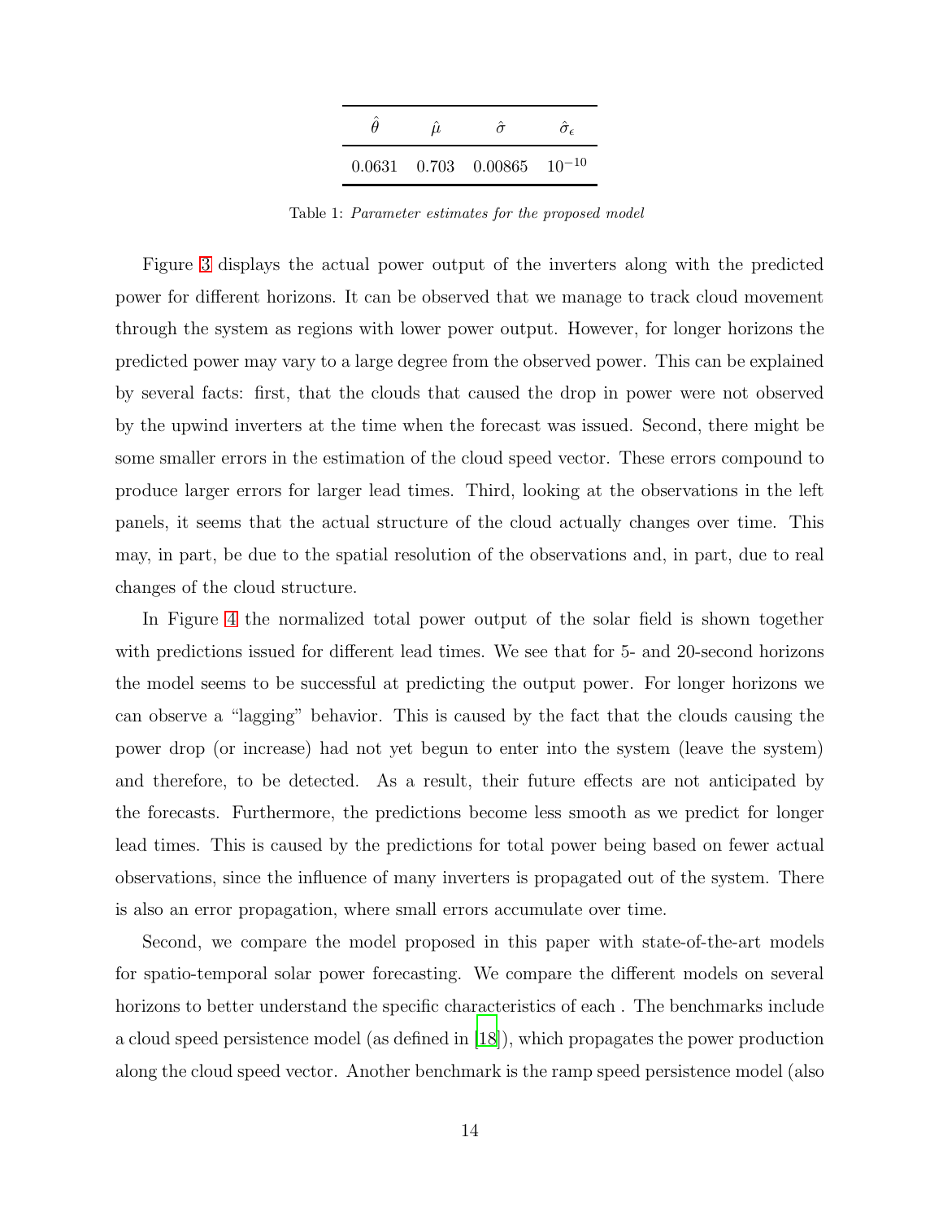| $\hat{\theta}$ | $\hat{\mu}$ | $\hat{\sigma}$ | $\hat{\sigma}_\epsilon$ |
|---|---|---|---|
| 0.0631 | 0.703 | 0.00865 | $10^{-10}$ |

Table 1: *Parameter estimates for the proposed model*

Figure 3 displays the actual power output of the inverters along with the predicted power for different horizons. It can be observed that we manage to track cloud movement through the system as regions with lower power output. However, for longer horizons the predicted power may vary to a large degree from the observed power. This can be explained by several facts: first, that the clouds that caused the drop in power were not observed by the upwind inverters at the time when the forecast was issued. Second, there might be some smaller errors in the estimation of the cloud speed vector. These errors compound to produce larger errors for larger lead times. Third, looking at the observations in the left panels, it seems that the actual structure of the cloud actually changes over time. This may, in part, be due to the spatial resolution of the observations and, in part, due to real changes of the cloud structure.

In Figure 4 the normalized total power output of the solar field is shown together with predictions issued for different lead times. We see that for 5- and 20-second horizons the model seems to be successful at predicting the output power. For longer horizons we can observe a "lagging" behavior. This is caused by the fact that the clouds causing the power drop (or increase) had not yet begun to enter into the system (leave the system) and therefore, to be detected. As a result, their future effects are not anticipated by the forecasts. Furthermore, the predictions become less smooth as we predict for longer lead times. This is caused by the predictions for total power being based on fewer actual observations, since the influence of many inverters is propagated out of the system. There is also an error propagation, where small errors accumulate over time.

Second, we compare the model proposed in this paper with state-of-the-art models for spatio-temporal solar power forecasting. We compare the different models on several horizons to better understand the specific characteristics of each . The benchmarks include a cloud speed persistence model (as defined in [18]), which propagates the power production along the cloud speed vector. Another benchmark is the ramp speed persistence model (also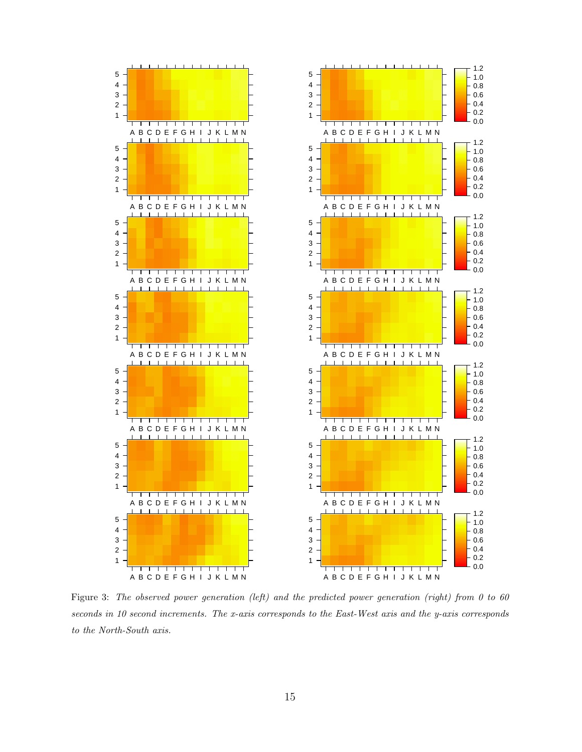Figure 3: *The observed power generation (left) and the predicted power generation (right) from 0 to 60 seconds in 10 second increments. The x-axis corresponds to the East-West axis and the y-axis corresponds to the North-South axis.*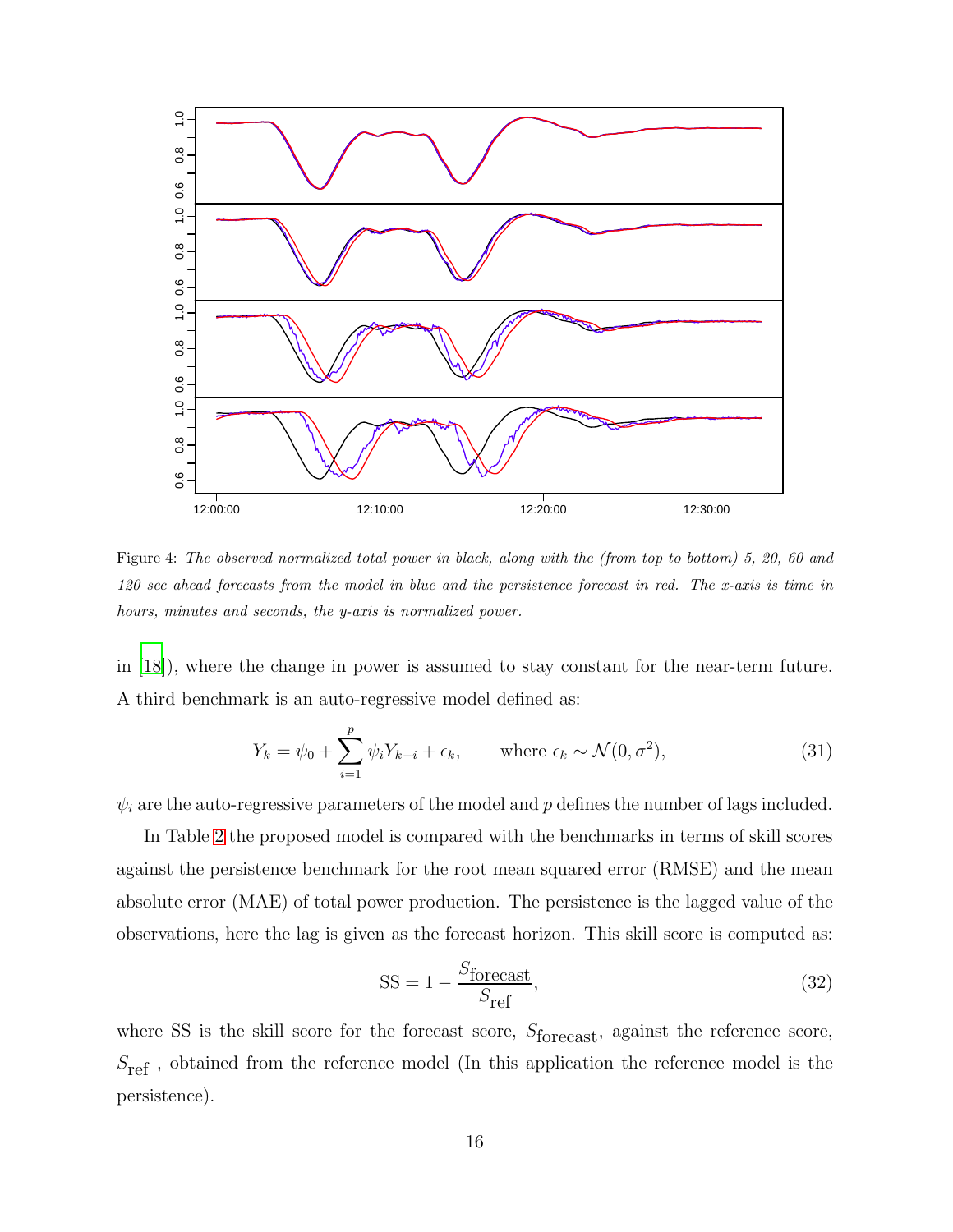Figure 4: *The observed normalized total power in black, along with the (from top to bottom) 5, 20, 60 and 120 sec ahead forecasts from the model in blue and the persistence forecast in red. The x-axis is time in hours, minutes and seconds, the y-axis is normalized power.*

in [18]), where the change in power is assumed to stay constant for the near-term future. A third benchmark is an auto-regressive model defined as:

$$Y_k = \psi_0 + \sum_{i=1}^{p} \psi_i Y_{k-i} + \epsilon_k, \qquad \text{where } \epsilon_k \sim \mathcal{N}(0, \sigma^2), \tag{31}$$

$\psi_i$ are the auto-regressive parameters of the model and $p$ defines the number of lags included.

In Table 2 the proposed model is compared with the benchmarks in terms of skill scores against the persistence benchmark for the root mean squared error (RMSE) and the mean absolute error (MAE) of total power production. The persistence is the lagged value of the observations, here the lag is given as the forecast horizon. This skill score is computed as:

$$\text{SS} = 1 - \frac{S_{\text{forecast}}}{S_{\text{ref}}}, \tag{32}$$

where SS is the skill score for the forecast score, $S_{\text{forecast}}$, against the reference score, $S_{\text{ref}}$ , obtained from the reference model (In this application the reference model is the persistence).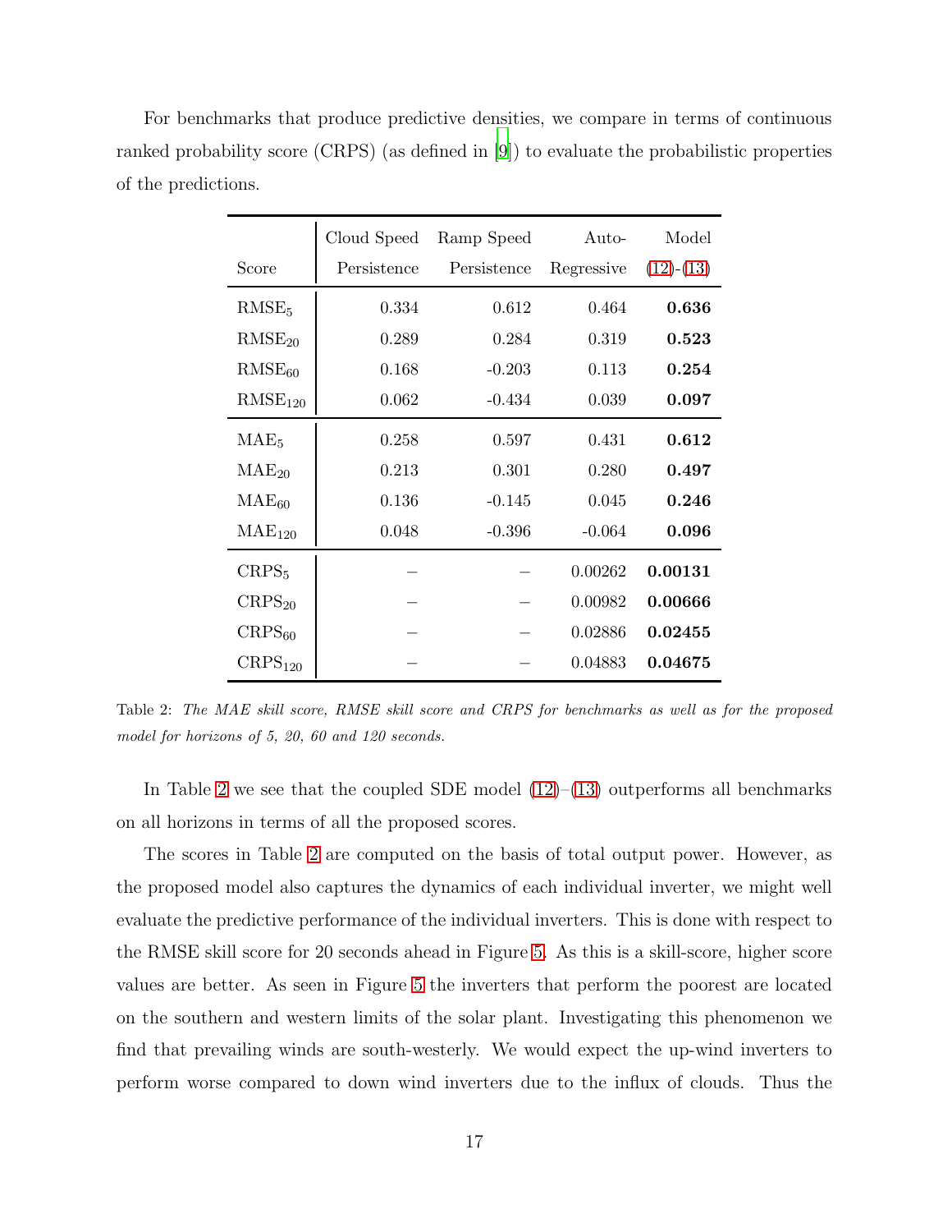For benchmarks that produce predictive densities, we compare in terms of continuous ranked probability score (CRPS) (as defined in [9]) to evaluate the probabilistic properties of the predictions.

| Score | Cloud Speed Persistence | Ramp Speed Persistence | Auto-Regressive | Model (12)-(13) |
|---|---|---|---|---|
| $\text{RMSE}_5$ | 0.334 | 0.612 | 0.464 | **0.636** |
| $\text{RMSE}_{20}$ | 0.289 | 0.284 | 0.319 | **0.523** |
| $\text{RMSE}_{60}$ | 0.168 | -0.203 | 0.113 | **0.254** |
| $\text{RMSE}_{120}$ | 0.062 | -0.434 | 0.039 | **0.097** |
| $\text{MAE}_5$ | 0.258 | 0.597 | 0.431 | **0.612** |
| $\text{MAE}_{20}$ | 0.213 | 0.301 | 0.280 | **0.497** |
| $\text{MAE}_{60}$ | 0.136 | -0.145 | 0.045 | **0.246** |
| $\text{MAE}_{120}$ | 0.048 | -0.396 | -0.064 | **0.096** |
| $\text{CRPS}_5$ | – | – | 0.00262 | **0.00131** |
| $\text{CRPS}_{20}$ | – | – | 0.00982 | **0.00666** |
| $\text{CRPS}_{60}$ | – | – | 0.02886 | **0.02455** |
| $\text{CRPS}_{120}$ | – | – | 0.04883 | **0.04675** |

Table 2: *The MAE skill score, RMSE skill score and CRPS for benchmarks as well as for the proposed model for horizons of 5, 20, 60 and 120 seconds.*

In Table 2 we see that the coupled SDE model (12)–(13) outperforms all benchmarks on all horizons in terms of all the proposed scores.

The scores in Table 2 are computed on the basis of total output power. However, as the proposed model also captures the dynamics of each individual inverter, we might well evaluate the predictive performance of the individual inverters. This is done with respect to the RMSE skill score for 20 seconds ahead in Figure 5. As this is a skill-score, higher score values are better. As seen in Figure 5 the inverters that perform the poorest are located on the southern and western limits of the solar plant. Investigating this phenomenon we find that prevailing winds are south-westerly. We would expect the up-wind inverters to perform worse compared to down wind inverters due to the influx of clouds. Thus the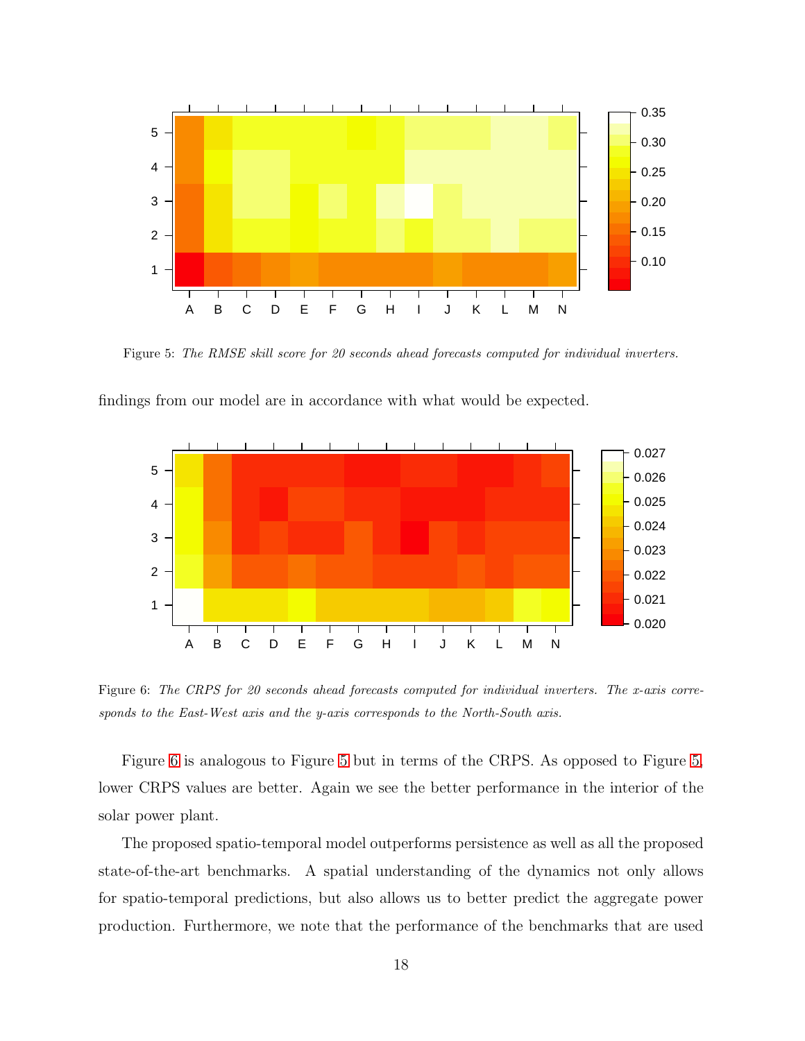Figure 5: *The RMSE skill score for 20 seconds ahead forecasts computed for individual inverters.*

findings from our model are in accordance with what would be expected.

Figure 6: *The CRPS for 20 seconds ahead forecasts computed for individual inverters. The x-axis corresponds to the East-West axis and the y-axis corresponds to the North-South axis.*

Figure 6 is analogous to Figure 5 but in terms of the CRPS. As opposed to Figure 5, lower CRPS values are better. Again we see the better performance in the interior of the solar power plant.

The proposed spatio-temporal model outperforms persistence as well as all the proposed state-of-the-art benchmarks. A spatial understanding of the dynamics not only allows for spatio-temporal predictions, but also allows us to better predict the aggregate power production. Furthermore, we note that the performance of the benchmarks that are used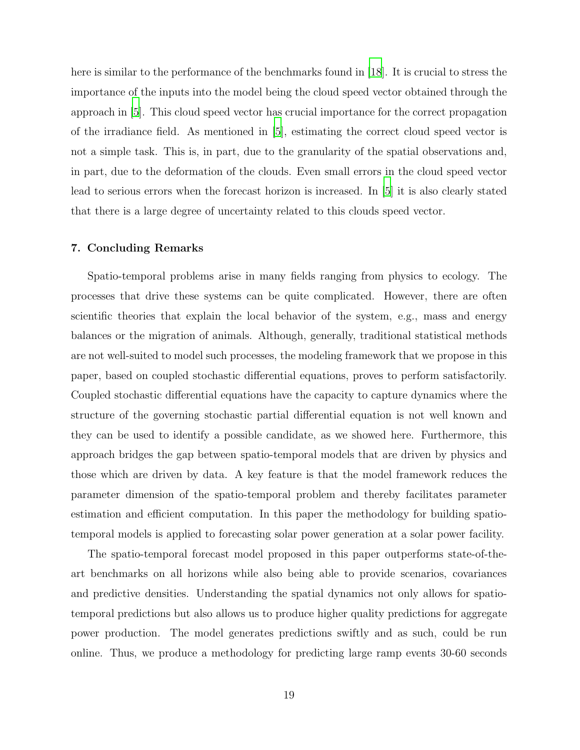here is similar to the performance of the benchmarks found in [18]. It is crucial to stress the importance of the inputs into the model being the cloud speed vector obtained through the approach in [5]. This cloud speed vector has crucial importance for the correct propagation of the irradiance field. As mentioned in [5], estimating the correct cloud speed vector is not a simple task. This is, in part, due to the granularity of the spatial observations and, in part, due to the deformation of the clouds. Even small errors in the cloud speed vector lead to serious errors when the forecast horizon is increased. In [5] it is also clearly stated that there is a large degree of uncertainty related to this clouds speed vector.

## 7. Concluding Remarks

Spatio-temporal problems arise in many fields ranging from physics to ecology. The processes that drive these systems can be quite complicated. However, there are often scientific theories that explain the local behavior of the system, e.g., mass and energy balances or the migration of animals. Although, generally, traditional statistical methods are not well-suited to model such processes, the modeling framework that we propose in this paper, based on coupled stochastic differential equations, proves to perform satisfactorily. Coupled stochastic differential equations have the capacity to capture dynamics where the structure of the governing stochastic partial differential equation is not well known and they can be used to identify a possible candidate, as we showed here. Furthermore, this approach bridges the gap between spatio-temporal models that are driven by physics and those which are driven by data. A key feature is that the model framework reduces the parameter dimension of the spatio-temporal problem and thereby facilitates parameter estimation and efficient computation. In this paper the methodology for building spatio-temporal models is applied to forecasting solar power generation at a solar power facility.

The spatio-temporal forecast model proposed in this paper outperforms state-of-the-art benchmarks on all horizons while also being able to provide scenarios, covariances and predictive densities. Understanding the spatial dynamics not only allows for spatio-temporal predictions but also allows us to produce higher quality predictions for aggregate power production. The model generates predictions swiftly and as such, could be run online. Thus, we produce a methodology for predicting large ramp events 30-60 seconds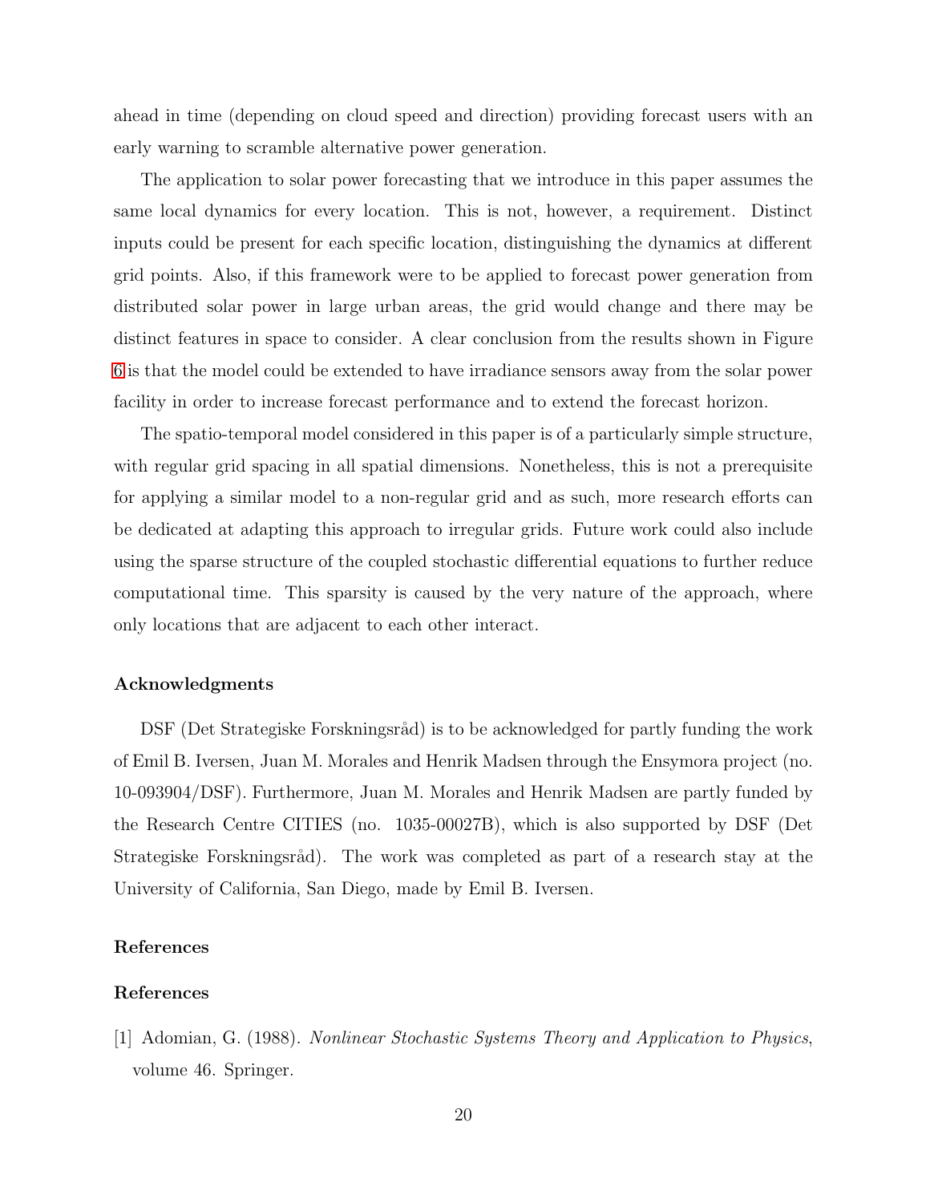ahead in time (depending on cloud speed and direction) providing forecast users with an early warning to scramble alternative power generation.

The application to solar power forecasting that we introduce in this paper assumes the same local dynamics for every location. This is not, however, a requirement. Distinct inputs could be present for each specific location, distinguishing the dynamics at different grid points. Also, if this framework were to be applied to forecast power generation from distributed solar power in large urban areas, the grid would change and there may be distinct features in space to consider. A clear conclusion from the results shown in Figure 6 is that the model could be extended to have irradiance sensors away from the solar power facility in order to increase forecast performance and to extend the forecast horizon.

The spatio-temporal model considered in this paper is of a particularly simple structure, with regular grid spacing in all spatial dimensions. Nonetheless, this is not a prerequisite for applying a similar model to a non-regular grid and as such, more research efforts can be dedicated at adapting this approach to irregular grids. Future work could also include using the sparse structure of the coupled stochastic differential equations to further reduce computational time. This sparsity is caused by the very nature of the approach, where only locations that are adjacent to each other interact.

### Acknowledgments

DSF (Det Strategiske Forskningsråd) is to be acknowledged for partly funding the work of Emil B. Iversen, Juan M. Morales and Henrik Madsen through the Ensymora project (no. 10-093904/DSF). Furthermore, Juan M. Morales and Henrik Madsen are partly funded by the Research Centre CITIES (no. 1035-00027B), which is also supported by DSF (Det Strategiske Forskningsråd). The work was completed as part of a research stay at the University of California, San Diego, made by Emil B. Iversen.

### References

### References

[1] Adomian, G. (1988). *Nonlinear Stochastic Systems Theory and Application to Physics*, volume 46. Springer.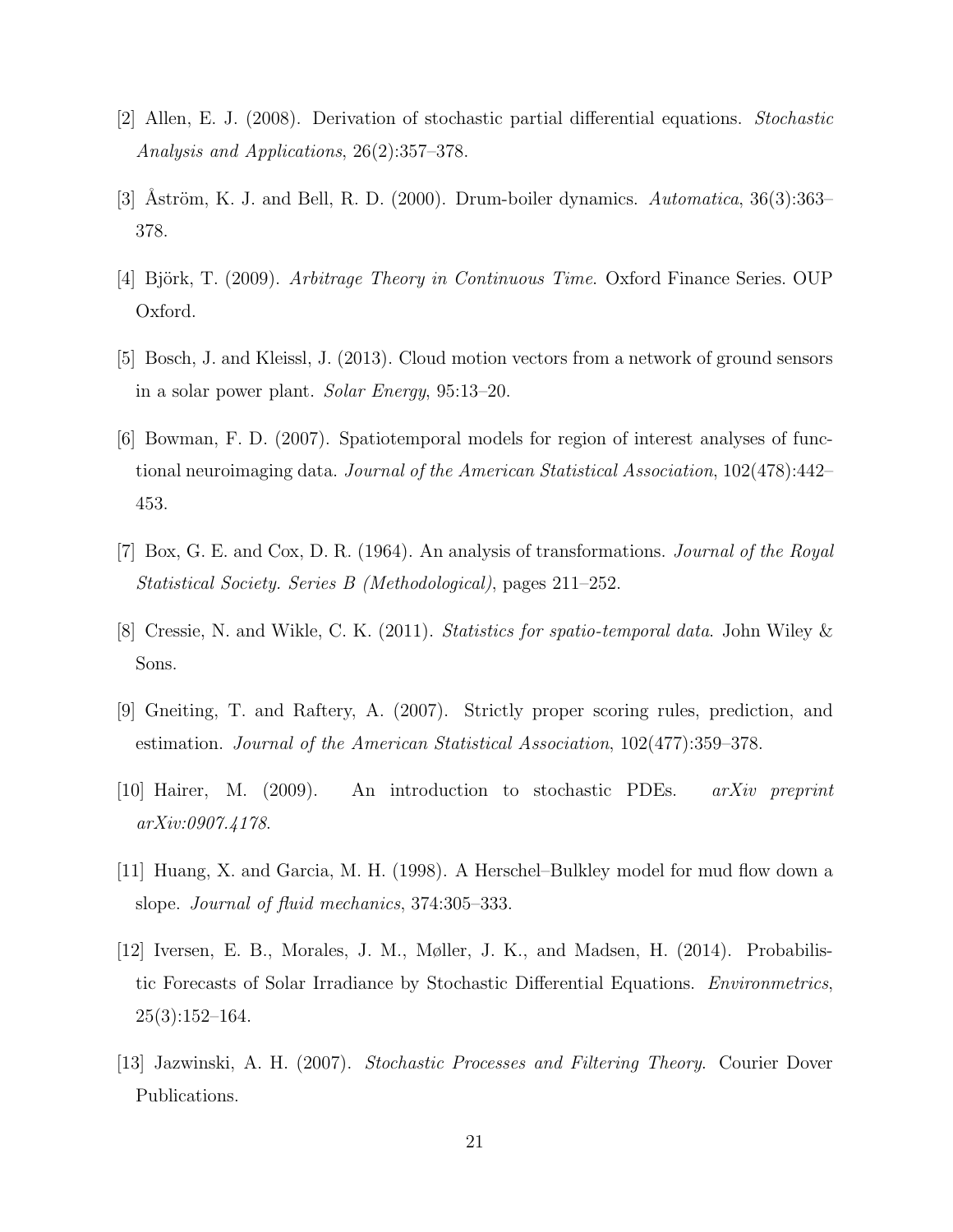[2] Allen, E. J. (2008). Derivation of stochastic partial differential equations. *Stochastic Analysis and Applications*, 26(2):357–378.

[3] Åström, K. J. and Bell, R. D. (2000). Drum-boiler dynamics. *Automatica*, 36(3):363–378.

[4] Björk, T. (2009). *Arbitrage Theory in Continuous Time*. Oxford Finance Series. OUP Oxford.

[5] Bosch, J. and Kleissl, J. (2013). Cloud motion vectors from a network of ground sensors in a solar power plant. *Solar Energy*, 95:13–20.

[6] Bowman, F. D. (2007). Spatiotemporal models for region of interest analyses of functional neuroimaging data. *Journal of the American Statistical Association*, 102(478):442–453.

[7] Box, G. E. and Cox, D. R. (1964). An analysis of transformations. *Journal of the Royal Statistical Society. Series B (Methodological)*, pages 211–252.

[8] Cressie, N. and Wikle, C. K. (2011). *Statistics for spatio-temporal data*. John Wiley & Sons.

[9] Gneiting, T. and Raftery, A. (2007). Strictly proper scoring rules, prediction, and estimation. *Journal of the American Statistical Association*, 102(477):359–378.

[10] Hairer, M. (2009). An introduction to stochastic PDEs. *arXiv preprint arXiv:0907.4178*.

[11] Huang, X. and Garcia, M. H. (1998). A Herschel–Bulkley model for mud flow down a slope. *Journal of fluid mechanics*, 374:305–333.

[12] Iversen, E. B., Morales, J. M., Møller, J. K., and Madsen, H. (2014). Probabilistic Forecasts of Solar Irradiance by Stochastic Differential Equations. *Environmetrics*, 25(3):152–164.

[13] Jazwinski, A. H. (2007). *Stochastic Processes and Filtering Theory*. Courier Dover Publications.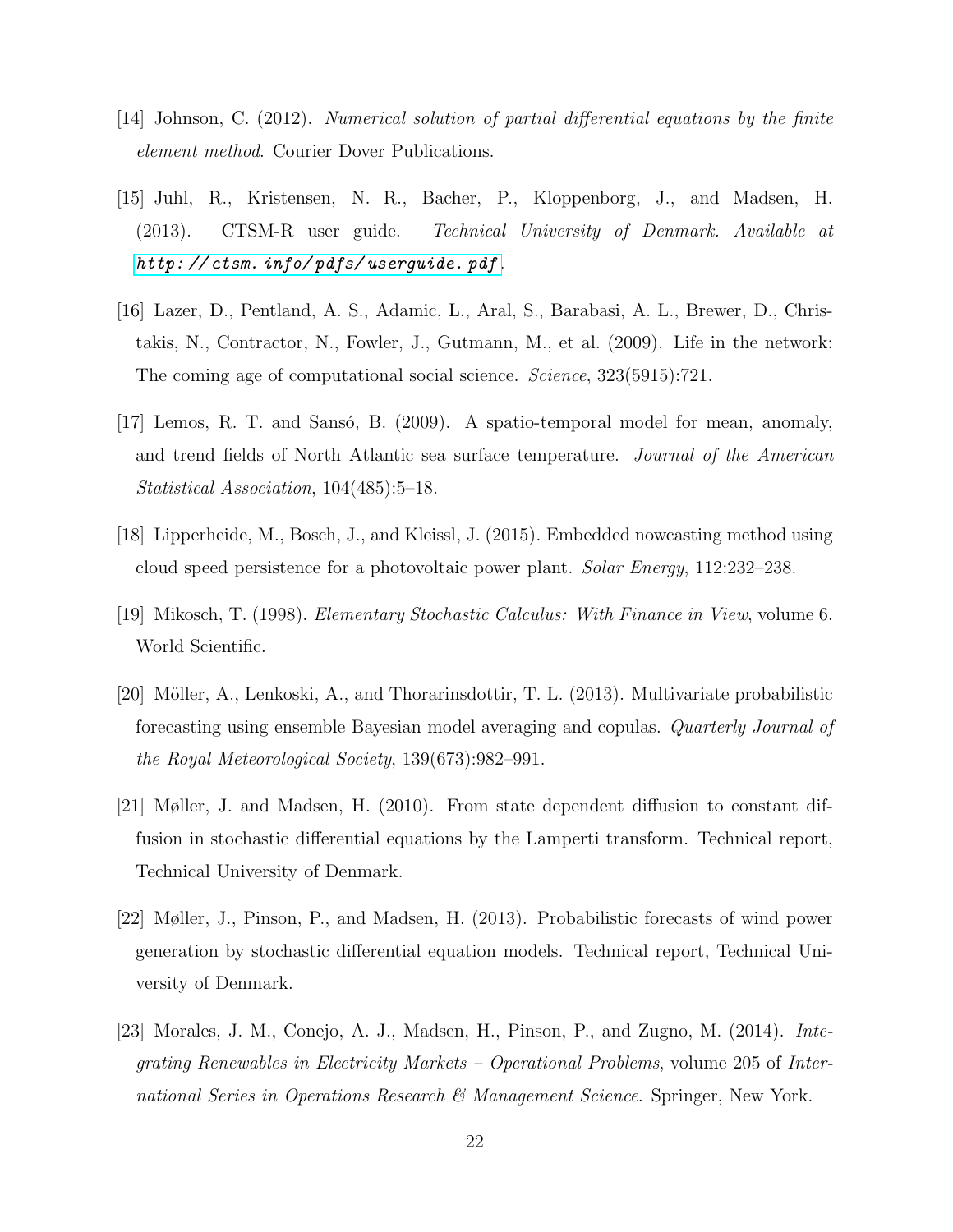[14] Johnson, C. (2012). *Numerical solution of partial differential equations by the finite element method*. Courier Dover Publications.

[15] Juhl, R., Kristensen, N. R., Bacher, P., Kloppenborg, J., and Madsen, H. (2013). CTSM-R user guide. *Technical University of Denmark. Available at http://ctsm.info/pdfs/userguide.pdf*.

[16] Lazer, D., Pentland, A. S., Adamic, L., Aral, S., Barabasi, A. L., Brewer, D., Christakis, N., Contractor, N., Fowler, J., Gutmann, M., et al. (2009). Life in the network: The coming age of computational social science. *Science*, 323(5915):721.

[17] Lemos, R. T. and Sansó, B. (2009). A spatio-temporal model for mean, anomaly, and trend fields of North Atlantic sea surface temperature. *Journal of the American Statistical Association*, 104(485):5–18.

[18] Lipperheide, M., Bosch, J., and Kleissl, J. (2015). Embedded nowcasting method using cloud speed persistence for a photovoltaic power plant. *Solar Energy*, 112:232–238.

[19] Mikosch, T. (1998). *Elementary Stochastic Calculus: With Finance in View*, volume 6. World Scientific.

[20] Möller, A., Lenkoski, A., and Thorarinsdottir, T. L. (2013). Multivariate probabilistic forecasting using ensemble Bayesian model averaging and copulas. *Quarterly Journal of the Royal Meteorological Society*, 139(673):982–991.

[21] Møller, J. and Madsen, H. (2010). From state dependent diffusion to constant diffusion in stochastic differential equations by the Lamperti transform. Technical report, Technical University of Denmark.

[22] Møller, J., Pinson, P., and Madsen, H. (2013). Probabilistic forecasts of wind power generation by stochastic differential equation models. Technical report, Technical University of Denmark.

[23] Morales, J. M., Conejo, A. J., Madsen, H., Pinson, P., and Zugno, M. (2014). *Integrating Renewables in Electricity Markets – Operational Problems*, volume 205 of *International Series in Operations Research & Management Science*. Springer, New York.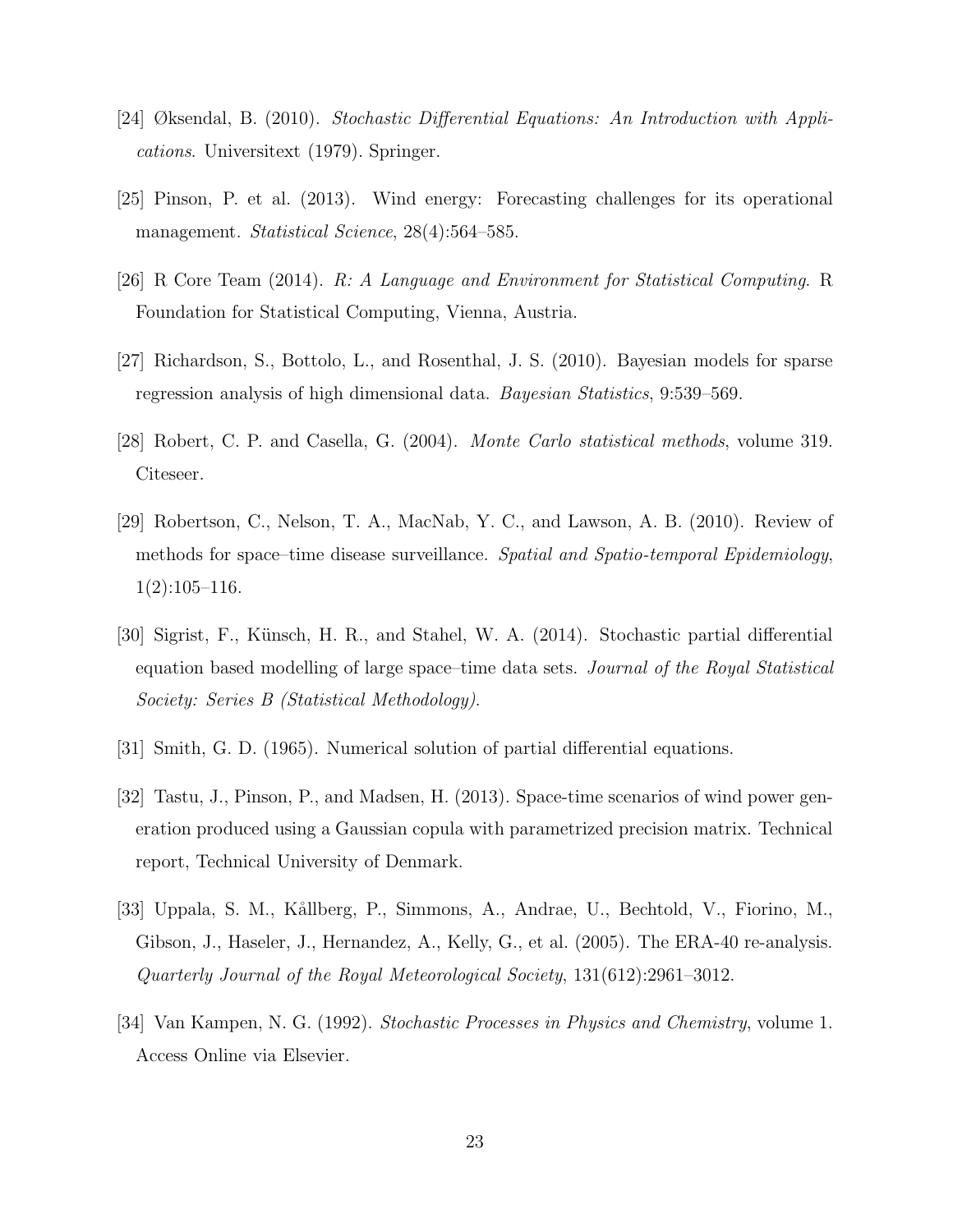[24] Øksendal, B. (2010). *Stochastic Differential Equations: An Introduction with Applications*. Universitext (1979). Springer.

[25] Pinson, P. et al. (2013). Wind energy: Forecasting challenges for its operational management. *Statistical Science*, 28(4):564–585.

[26] R Core Team (2014). *R: A Language and Environment for Statistical Computing*. R Foundation for Statistical Computing, Vienna, Austria.

[27] Richardson, S., Bottolo, L., and Rosenthal, J. S. (2010). Bayesian models for sparse regression analysis of high dimensional data. *Bayesian Statistics*, 9:539–569.

[28] Robert, C. P. and Casella, G. (2004). *Monte Carlo statistical methods*, volume 319. Citeseer.

[29] Robertson, C., Nelson, T. A., MacNab, Y. C., and Lawson, A. B. (2010). Review of methods for space–time disease surveillance. *Spatial and Spatio-temporal Epidemiology*, 1(2):105–116.

[30] Sigrist, F., Künsch, H. R., and Stahel, W. A. (2014). Stochastic partial differential equation based modelling of large space–time data sets. *Journal of the Royal Statistical Society: Series B (Statistical Methodology)*.

[31] Smith, G. D. (1965). Numerical solution of partial differential equations.

[32] Tastu, J., Pinson, P., and Madsen, H. (2013). Space-time scenarios of wind power generation produced using a Gaussian copula with parametrized precision matrix. Technical report, Technical University of Denmark.

[33] Uppala, S. M., Kållberg, P., Simmons, A., Andrae, U., Bechtold, V., Fiorino, M., Gibson, J., Haseler, J., Hernandez, A., Kelly, G., et al. (2005). The ERA-40 re-analysis. *Quarterly Journal of the Royal Meteorological Society*, 131(612):2961–3012.

[34] Van Kampen, N. G. (1992). *Stochastic Processes in Physics and Chemistry*, volume 1. Access Online via Elsevier.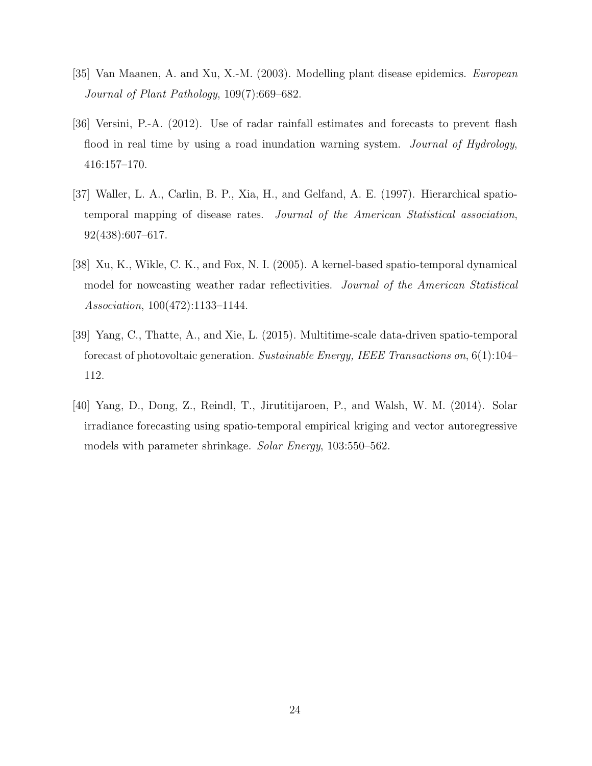[35] Van Maanen, A. and Xu, X.-M. (2003). Modelling plant disease epidemics. *European Journal of Plant Pathology*, 109(7):669–682.

[36] Versini, P.-A. (2012). Use of radar rainfall estimates and forecasts to prevent flash flood in real time by using a road inundation warning system. *Journal of Hydrology*, 416:157–170.

[37] Waller, L. A., Carlin, B. P., Xia, H., and Gelfand, A. E. (1997). Hierarchical spatio-temporal mapping of disease rates. *Journal of the American Statistical association*, 92(438):607–617.

[38] Xu, K., Wikle, C. K., and Fox, N. I. (2005). A kernel-based spatio-temporal dynamical model for nowcasting weather radar reflectivities. *Journal of the American Statistical Association*, 100(472):1133–1144.

[39] Yang, C., Thatte, A., and Xie, L. (2015). Multitime-scale data-driven spatio-temporal forecast of photovoltaic generation. *Sustainable Energy, IEEE Transactions on*, 6(1):104–112.

[40] Yang, D., Dong, Z., Reindl, T., Jirutitijaroen, P., and Walsh, W. M. (2014). Solar irradiance forecasting using spatio-temporal empirical kriging and vector autoregressive models with parameter shrinkage. *Solar Energy*, 103:550–562.